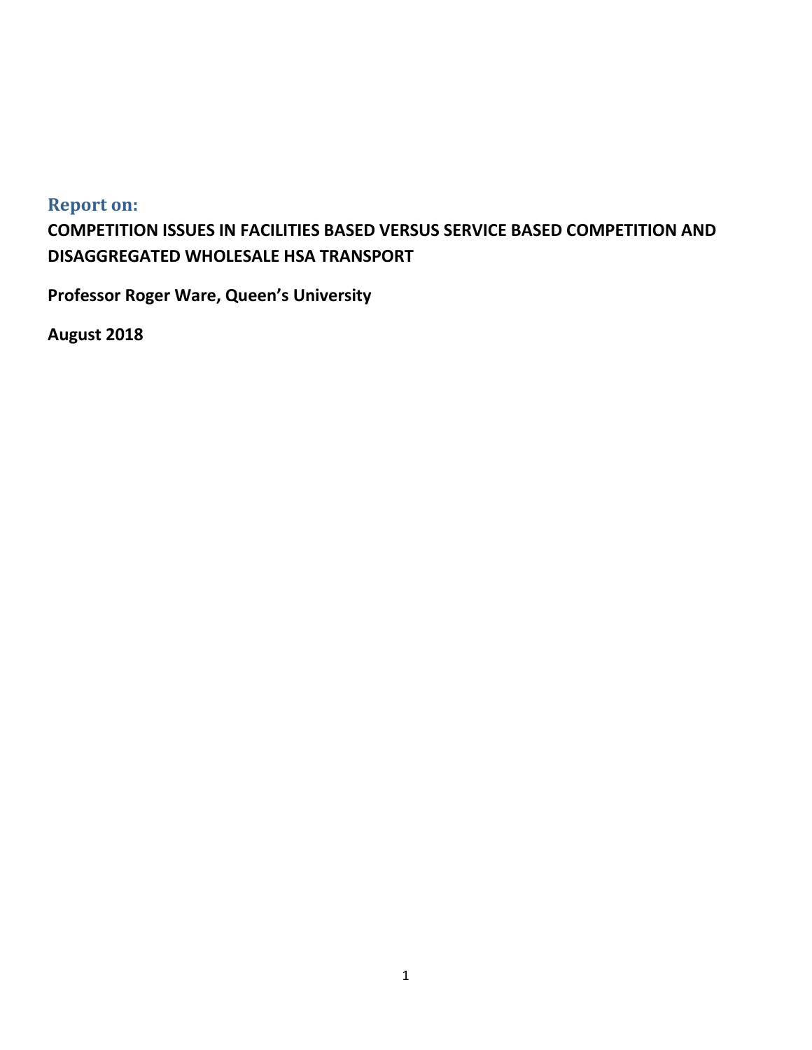## Report on:

**COMPETITION ISSUES IN FACILITIES BASED VERSUS SERVICE BASED COMPETITION AND DISAGGREGATED WHOLESALE HSA TRANSPORT**

**Professor Roger Ware, Queen's University**

**August 2018**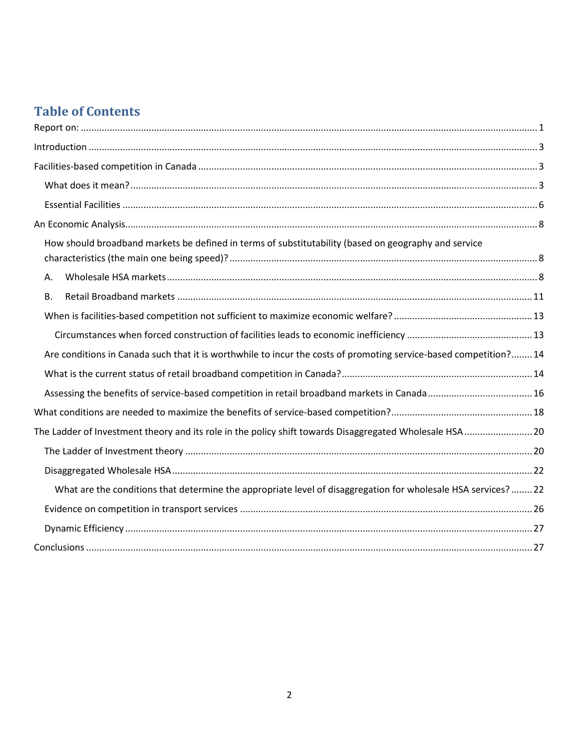# Table of Contents

Report on: ........................................................................................................................................................ 1

Introduction ........................................................................................................................................................ 3

Facilities-based competition in Canada ............................................................................................................... 3

- What does it mean? ........................................................................................................................................ 3
- Essential Facilities ........................................................................................................................................... 6

An Economic Analysis ............................................................................................................................................ 8

- How should broadband markets be defined in terms of substitutability (based on geography and service characteristics (the main one being speed)? ...................................................................................................... 8
  - A. Wholesale HSA markets ............................................................................................................................. 8
  - B. Retail Broadband markets ......................................................................................................................... 11
- When is facilities-based competition not sufficient to maximize economic welfare? .......................................... 13
  - Circumstances when forced construction of facilities leads to economic inefficiency ...................................... 13
- Are conditions in Canada such that it is worthwhile to incur the costs of promoting service-based competition? ........ 14
- What is the current status of retail broadband competition in Canada? ............................................................ 14
- Assessing the benefits of service-based competition in retail broadband markets in Canada ............................. 16

What conditions are needed to maximize the benefits of service-based competition? ........................................... 18

The Ladder of Investment theory and its role in the policy shift towards Disaggregated Wholesale HSA ................. 20

- The Ladder of Investment theory .................................................................................................................... 20
- Disaggregated Wholesale HSA ........................................................................................................................ 22
  - What are the conditions that determine the appropriate level of disaggregation for wholesale HSA services? ........ 22
- Evidence on competition in transport services ............................................................................................... 26
- Dynamic Efficiency ......................................................................................................................................... 27

Conclusions ........................................................................................................................................................ 27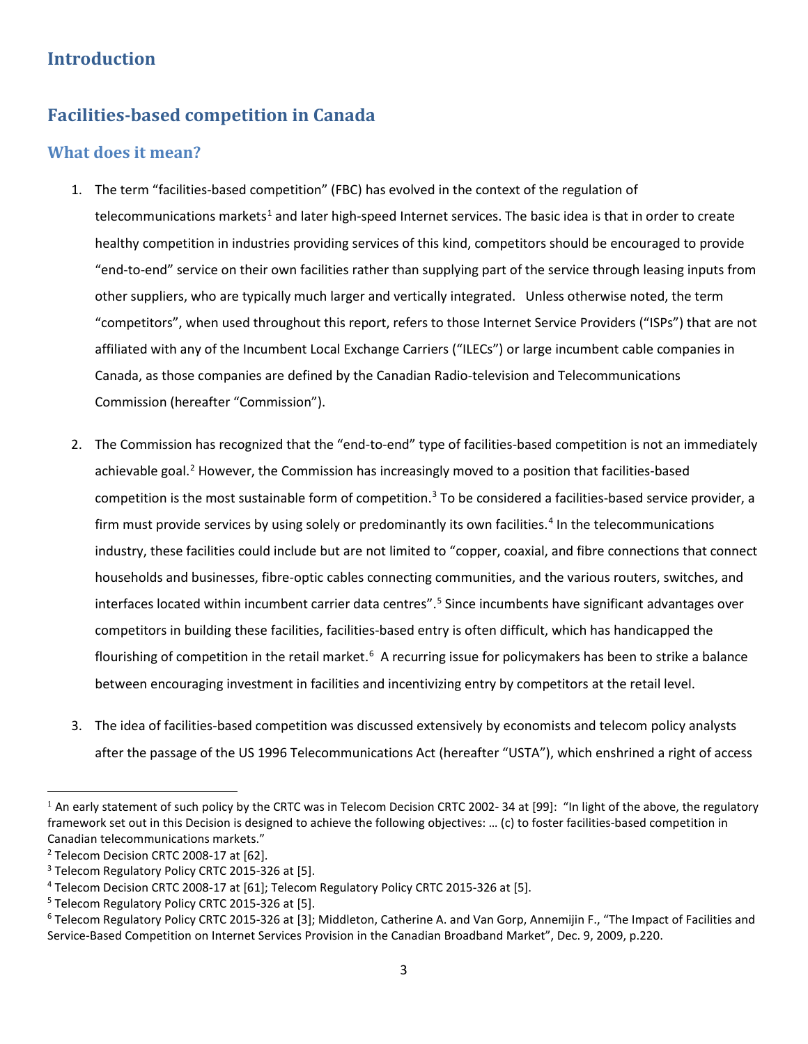# Introduction

## Facilities-based competition in Canada

### What does it mean?

1. The term "facilities-based competition" (FBC) has evolved in the context of the regulation of telecommunications markets[1] and later high-speed Internet services. The basic idea is that in order to create healthy competition in industries providing services of this kind, competitors should be encouraged to provide "end-to-end" service on their own facilities rather than supplying part of the service through leasing inputs from other suppliers, who are typically much larger and vertically integrated. Unless otherwise noted, the term "competitors", when used throughout this report, refers to those Internet Service Providers ("ISPs") that are not affiliated with any of the Incumbent Local Exchange Carriers ("ILECs") or large incumbent cable companies in Canada, as those companies are defined by the Canadian Radio-television and Telecommunications Commission (hereafter "Commission").

2. The Commission has recognized that the "end-to-end" type of facilities-based competition is not an immediately achievable goal.[2] However, the Commission has increasingly moved to a position that facilities-based competition is the most sustainable form of competition.[3] To be considered a facilities-based service provider, a firm must provide services by using solely or predominantly its own facilities.[4] In the telecommunications industry, these facilities could include but are not limited to "copper, coaxial, and fibre connections that connect households and businesses, fibre-optic cables connecting communities, and the various routers, switches, and interfaces located within incumbent carrier data centres".[5] Since incumbents have significant advantages over competitors in building these facilities, facilities-based entry is often difficult, which has handicapped the flourishing of competition in the retail market.[6] A recurring issue for policymakers has been to strike a balance between encouraging investment in facilities and incentivizing entry by competitors at the retail level.

3. The idea of facilities-based competition was discussed extensively by economists and telecom policy analysts after the passage of the US 1996 Telecommunications Act (hereafter "USTA"), which enshrined a right of access

---

[1] An early statement of such policy by the CRTC was in Telecom Decision CRTC 2002- 34 at [99]: "In light of the above, the regulatory framework set out in this Decision is designed to achieve the following objectives: … (c) to foster facilities-based competition in Canadian telecommunications markets."

[2] Telecom Decision CRTC 2008-17 at [62].

[3] Telecom Regulatory Policy CRTC 2015-326 at [5].

[4] Telecom Decision CRTC 2008-17 at [61]; Telecom Regulatory Policy CRTC 2015-326 at [5].

[5] Telecom Regulatory Policy CRTC 2015-326 at [5].

[6] Telecom Regulatory Policy CRTC 2015-326 at [3]; Middleton, Catherine A. and Van Gorp, Annemijin F., "The Impact of Facilities and Service-Based Competition on Internet Services Provision in the Canadian Broadband Market", Dec. 9, 2009, p.220.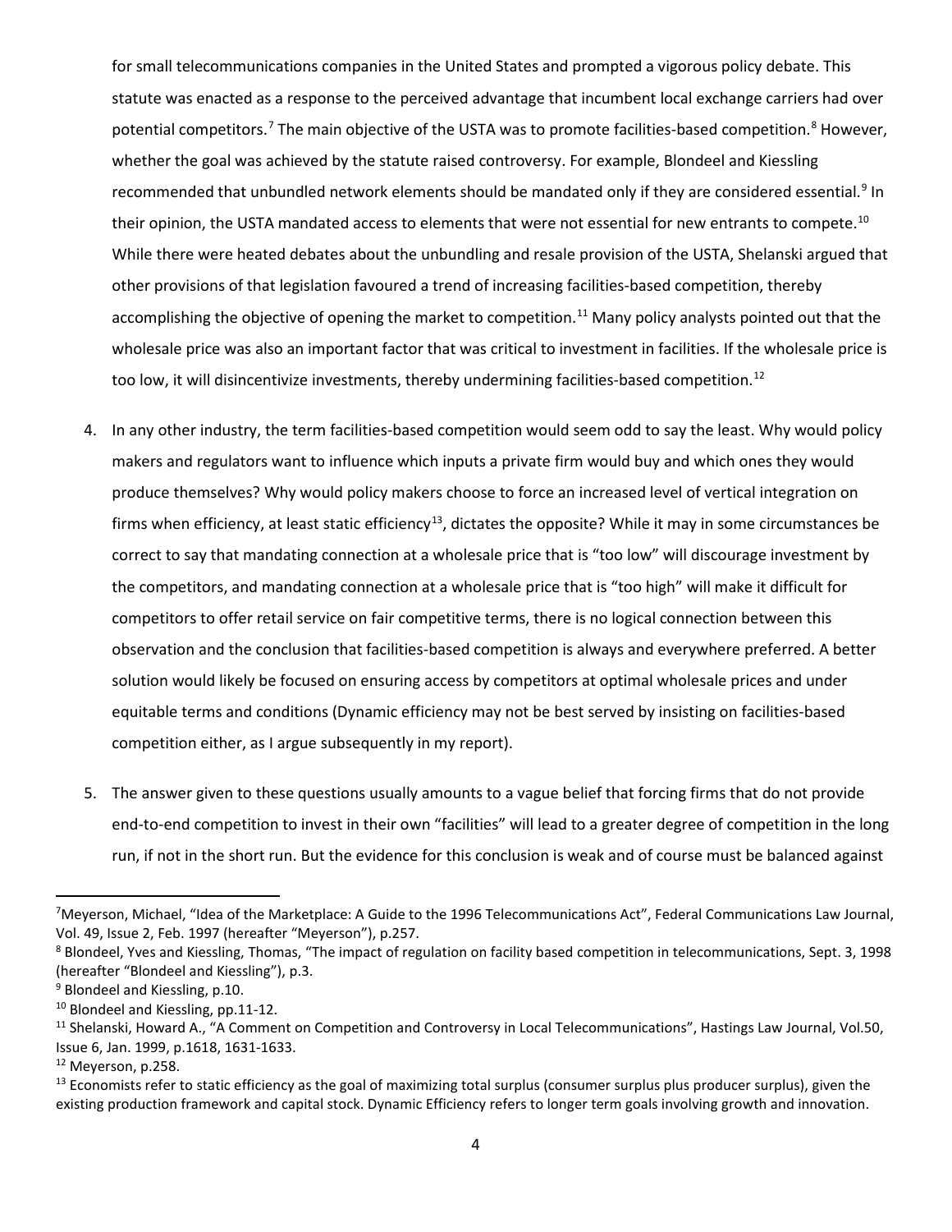for small telecommunications companies in the United States and prompted a vigorous policy debate. This statute was enacted as a response to the perceived advantage that incumbent local exchange carriers had over potential competitors.[7] The main objective of the USTA was to promote facilities-based competition.[8] However, whether the goal was achieved by the statute raised controversy. For example, Blondeel and Kiessling recommended that unbundled network elements should be mandated only if they are considered essential.[9] In their opinion, the USTA mandated access to elements that were not essential for new entrants to compete.[10] While there were heated debates about the unbundling and resale provision of the USTA, Shelanski argued that other provisions of that legislation favoured a trend of increasing facilities-based competition, thereby accomplishing the objective of opening the market to competition.[11] Many policy analysts pointed out that the wholesale price was also an important factor that was critical to investment in facilities. If the wholesale price is too low, it will disincentivize investments, thereby undermining facilities-based competition.[12]

4. In any other industry, the term facilities-based competition would seem odd to say the least. Why would policy makers and regulators want to influence which inputs a private firm would buy and which ones they would produce themselves? Why would policy makers choose to force an increased level of vertical integration on firms when efficiency, at least static efficiency[13], dictates the opposite? While it may in some circumstances be correct to say that mandating connection at a wholesale price that is "too low" will discourage investment by the competitors, and mandating connection at a wholesale price that is "too high" will make it difficult for competitors to offer retail service on fair competitive terms, there is no logical connection between this observation and the conclusion that facilities-based competition is always and everywhere preferred. A better solution would likely be focused on ensuring access by competitors at optimal wholesale prices and under equitable terms and conditions (Dynamic efficiency may not be best served by insisting on facilities-based competition either, as I argue subsequently in my report).

5. The answer given to these questions usually amounts to a vague belief that forcing firms that do not provide end-to-end competition to invest in their own "facilities" will lead to a greater degree of competition in the long run, if not in the short run. But the evidence for this conclusion is weak and of course must be balanced against

---

[7] Meyerson, Michael, "Idea of the Marketplace: A Guide to the 1996 Telecommunications Act", Federal Communications Law Journal, Vol. 49, Issue 2, Feb. 1997 (hereafter "Meyerson"), p.257.

[8] Blondeel, Yves and Kiessling, Thomas, "The impact of regulation on facility based competition in telecommunications, Sept. 3, 1998 (hereafter "Blondeel and Kiessling"), p.3.

[9] Blondeel and Kiessling, p.10.

[10] Blondeel and Kiessling, pp.11-12.

[11] Shelanski, Howard A., "A Comment on Competition and Controversy in Local Telecommunications", Hastings Law Journal, Vol.50, Issue 6, Jan. 1999, p.1618, 1631-1633.

[12] Meyerson, p.258.

[13] Economists refer to static efficiency as the goal of maximizing total surplus (consumer surplus plus producer surplus), given the existing production framework and capital stock. Dynamic Efficiency refers to longer term goals involving growth and innovation.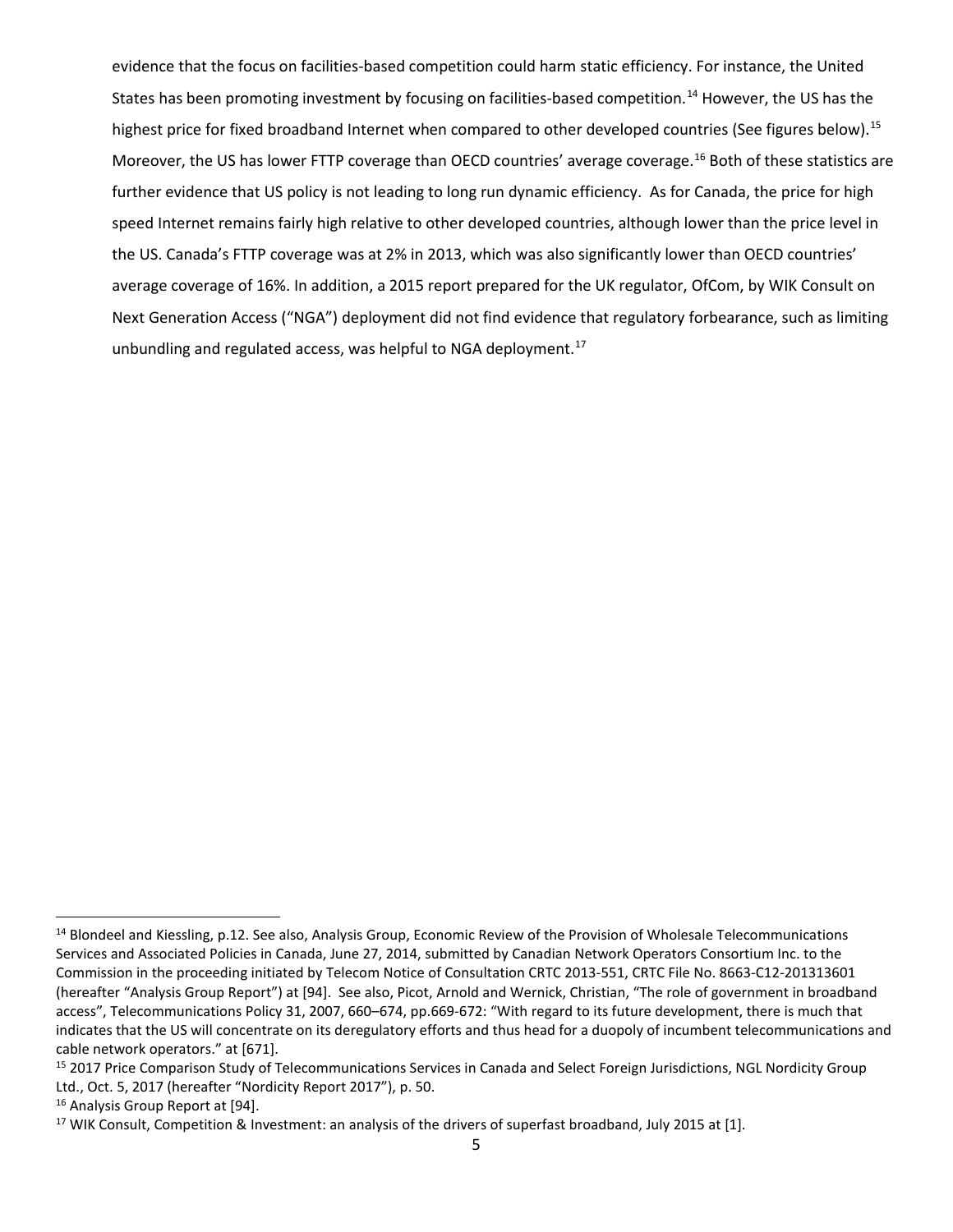evidence that the focus on facilities-based competition could harm static efficiency. For instance, the United States has been promoting investment by focusing on facilities-based competition.[14] However, the US has the highest price for fixed broadband Internet when compared to other developed countries (See figures below).[15] Moreover, the US has lower FTTP coverage than OECD countries' average coverage.[16] Both of these statistics are further evidence that US policy is not leading to long run dynamic efficiency. As for Canada, the price for high speed Internet remains fairly high relative to other developed countries, although lower than the price level in the US. Canada's FTTP coverage was at 2% in 2013, which was also significantly lower than OECD countries' average coverage of 16%. In addition, a 2015 report prepared for the UK regulator, OfCom, by WIK Consult on Next Generation Access ("NGA") deployment did not find evidence that regulatory forbearance, such as limiting unbundling and regulated access, was helpful to NGA deployment.[17]

---

[14] Blondeel and Kiessling, p.12. See also, Analysis Group, Economic Review of the Provision of Wholesale Telecommunications Services and Associated Policies in Canada, June 27, 2014, submitted by Canadian Network Operators Consortium Inc. to the Commission in the proceeding initiated by Telecom Notice of Consultation CRTC 2013-551, CRTC File No. 8663-C12-201313601 (hereafter "Analysis Group Report") at [94]. See also, Picot, Arnold and Wernick, Christian, "The role of government in broadband access", Telecommunications Policy 31, 2007, 660–674, pp.669-672: "With regard to its future development, there is much that indicates that the US will concentrate on its deregulatory efforts and thus head for a duopoly of incumbent telecommunications and cable network operators." at [671].

[15] 2017 Price Comparison Study of Telecommunications Services in Canada and Select Foreign Jurisdictions, NGL Nordicity Group Ltd., Oct. 5, 2017 (hereafter "Nordicity Report 2017"), p. 50.

[16] Analysis Group Report at [94].

[17] WIK Consult, Competition & Investment: an analysis of the drivers of superfast broadband, July 2015 at [1].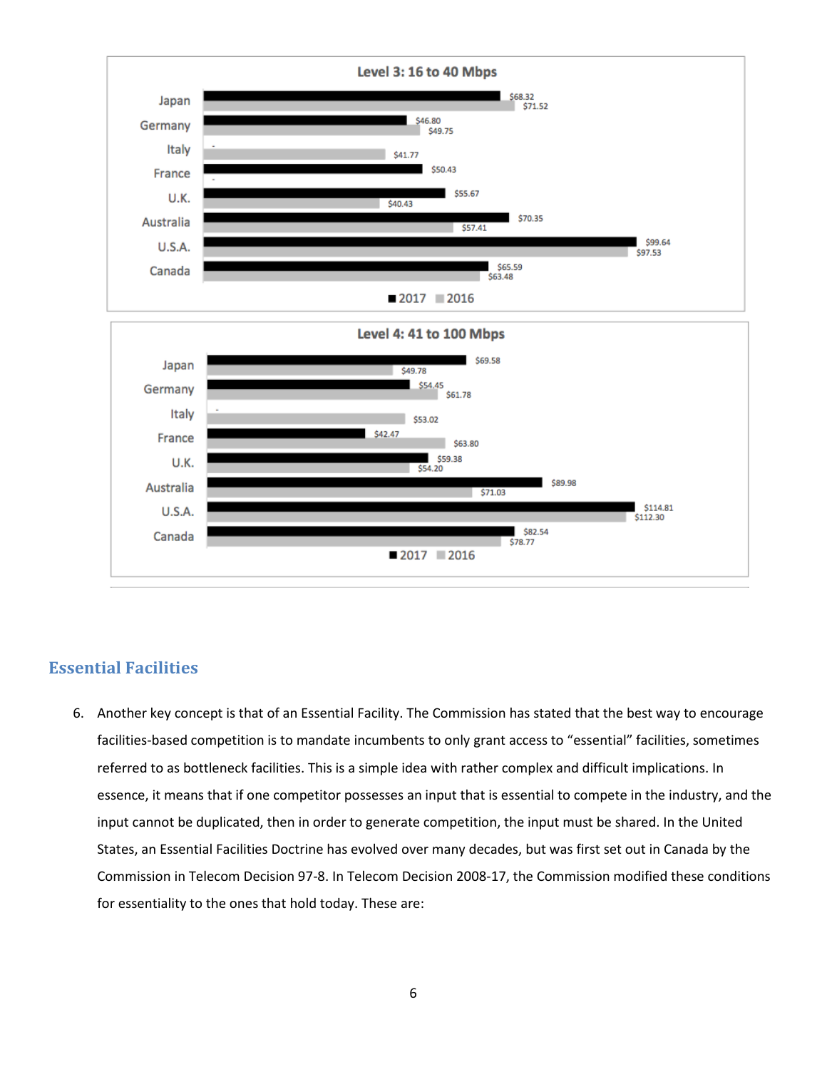**Level 3: 16 to 40 Mbps**

| Country | 2017 | 2016 |
|---|---|---|
| Japan | $68.32 | $71.52 |
| Germany | $46.80 | $49.75 |
| Italy | - | $41.77 |
| France | $50.43 | - |
| U.K. | $55.67 | $40.43 |
| Australia | $70.35 | $57.41 |
| U.S.A. | $99.64 | $97.53 |
| Canada | $65.59 | $63.48 |

**Level 4: 41 to 100 Mbps**

| Country | 2017 | 2016 |
|---|---|---|
| Japan | $69.58 | $49.78 |
| Germany | $54.45 | $61.78 |
| Italy | - | $53.02 |
| France | $42.47 | $63.80 |
| U.K. | $59.38 | $54.20 |
| Australia | $89.98 | $71.03 |
| U.S.A. | $114.81 | $112.30 |
| Canada | $82.54 | $78.77 |

## Essential Facilities

6. Another key concept is that of an Essential Facility. The Commission has stated that the best way to encourage facilities-based competition is to mandate incumbents to only grant access to "essential" facilities, sometimes referred to as bottleneck facilities. This is a simple idea with rather complex and difficult implications. In essence, it means that if one competitor possesses an input that is essential to compete in the industry, and the input cannot be duplicated, then in order to generate competition, the input must be shared. In the United States, an Essential Facilities Doctrine has evolved over many decades, but was first set out in Canada by the Commission in Telecom Decision 97-8. In Telecom Decision 2008-17, the Commission modified these conditions for essentiality to the ones that hold today. These are: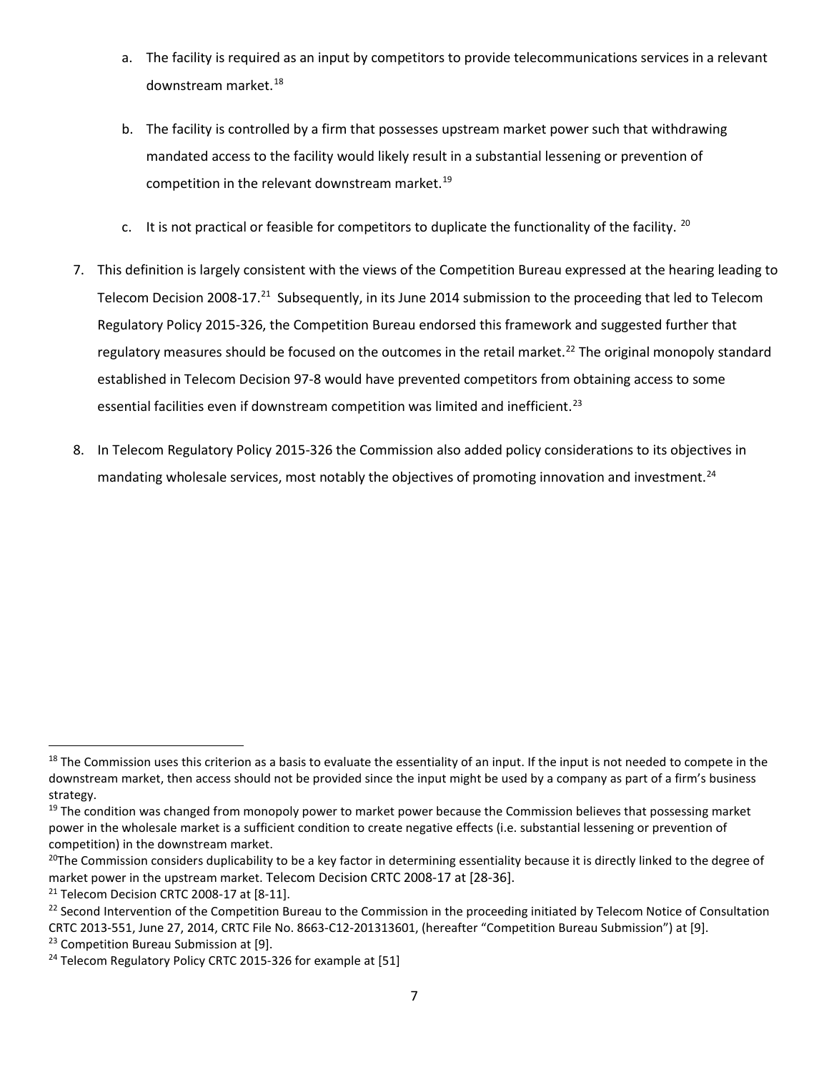a. The facility is required as an input by competitors to provide telecommunications services in a relevant downstream market.[18]

b. The facility is controlled by a firm that possesses upstream market power such that withdrawing mandated access to the facility would likely result in a substantial lessening or prevention of competition in the relevant downstream market.[19]

c. It is not practical or feasible for competitors to duplicate the functionality of the facility.[20]

7. This definition is largely consistent with the views of the Competition Bureau expressed at the hearing leading to Telecom Decision 2008-17.[21] Subsequently, in its June 2014 submission to the proceeding that led to Telecom Regulatory Policy 2015-326, the Competition Bureau endorsed this framework and suggested further that regulatory measures should be focused on the outcomes in the retail market.[22] The original monopoly standard established in Telecom Decision 97-8 would have prevented competitors from obtaining access to some essential facilities even if downstream competition was limited and inefficient.[23]

8. In Telecom Regulatory Policy 2015-326 the Commission also added policy considerations to its objectives in mandating wholesale services, most notably the objectives of promoting innovation and investment.[24]

---

[18] The Commission uses this criterion as a basis to evaluate the essentiality of an input. If the input is not needed to compete in the downstream market, then access should not be provided since the input might be used by a company as part of a firm's business strategy.

[19] The condition was changed from monopoly power to market power because the Commission believes that possessing market power in the wholesale market is a sufficient condition to create negative effects (i.e. substantial lessening or prevention of competition) in the downstream market.

[20] The Commission considers duplicability to be a key factor in determining essentiality because it is directly linked to the degree of market power in the upstream market. Telecom Decision CRTC 2008-17 at [28-36].

[21] Telecom Decision CRTC 2008-17 at [8-11].

[22] Second Intervention of the Competition Bureau to the Commission in the proceeding initiated by Telecom Notice of Consultation CRTC 2013-551, June 27, 2014, CRTC File No. 8663-C12-201313601, (hereafter "Competition Bureau Submission") at [9].

[23] Competition Bureau Submission at [9].

[24] Telecom Regulatory Policy CRTC 2015-326 for example at [51]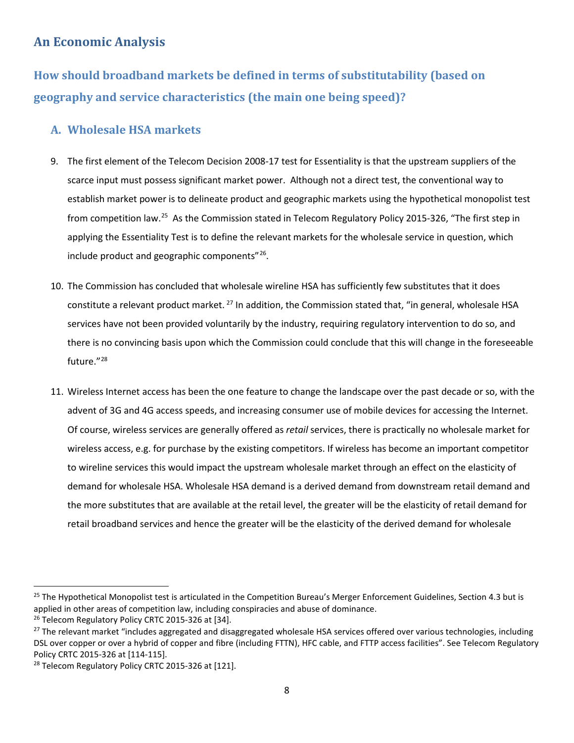## An Economic Analysis

### How should broadband markets be defined in terms of substitutability (based on geography and service characteristics (the main one being speed)?

#### A. Wholesale HSA markets

9. The first element of the Telecom Decision 2008-17 test for Essentiality is that the upstream suppliers of the scarce input must possess significant market power. Although not a direct test, the conventional way to establish market power is to delineate product and geographic markets using the hypothetical monopolist test from competition law.[25] As the Commission stated in Telecom Regulatory Policy 2015-326, "The first step in applying the Essentiality Test is to define the relevant markets for the wholesale service in question, which include product and geographic components"[26].

10. The Commission has concluded that wholesale wireline HSA has sufficiently few substitutes that it does constitute a relevant product market. [27] In addition, the Commission stated that, "in general, wholesale HSA services have not been provided voluntarily by the industry, requiring regulatory intervention to do so, and there is no convincing basis upon which the Commission could conclude that this will change in the foreseeable future."[28]

11. Wireless Internet access has been the one feature to change the landscape over the past decade or so, with the advent of 3G and 4G access speeds, and increasing consumer use of mobile devices for accessing the Internet. Of course, wireless services are generally offered as *retail* services, there is practically no wholesale market for wireless access, e.g. for purchase by the existing competitors. If wireless has become an important competitor to wireline services this would impact the upstream wholesale market through an effect on the elasticity of demand for wholesale HSA. Wholesale HSA demand is a derived demand from downstream retail demand and the more substitutes that are available at the retail level, the greater will be the elasticity of retail demand for retail broadband services and hence the greater will be the elasticity of the derived demand for wholesale

---

[25] The Hypothetical Monopolist test is articulated in the Competition Bureau's Merger Enforcement Guidelines, Section 4.3 but is applied in other areas of competition law, including conspiracies and abuse of dominance.

[26] Telecom Regulatory Policy CRTC 2015-326 at [34].

[27] The relevant market "includes aggregated and disaggregated wholesale HSA services offered over various technologies, including DSL over copper or over a hybrid of copper and fibre (including FTTN), HFC cable, and FTTP access facilities". See Telecom Regulatory Policy CRTC 2015-326 at [114-115].

[28] Telecom Regulatory Policy CRTC 2015-326 at [121].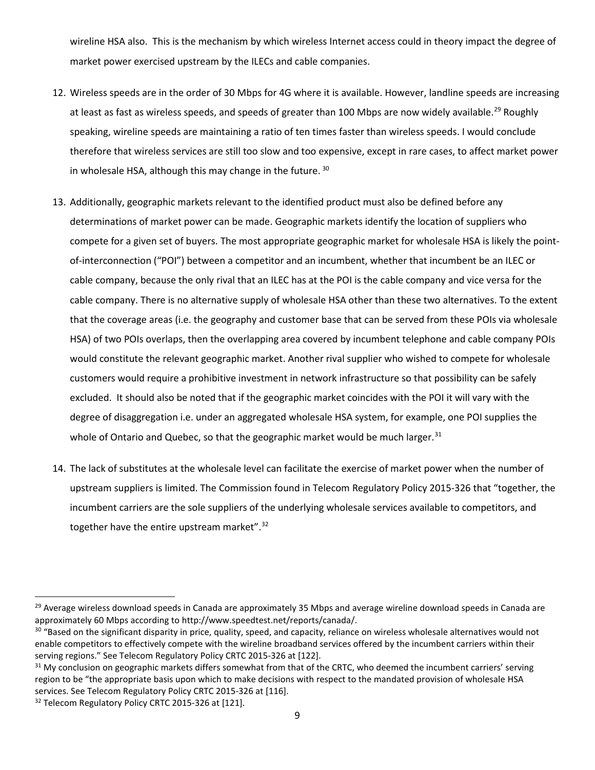wireline HSA also. This is the mechanism by which wireless Internet access could in theory impact the degree of market power exercised upstream by the ILECs and cable companies.

12. Wireless speeds are in the order of 30 Mbps for 4G where it is available. However, landline speeds are increasing at least as fast as wireless speeds, and speeds of greater than 100 Mbps are now widely available.[29] Roughly speaking, wireline speeds are maintaining a ratio of ten times faster than wireless speeds. I would conclude therefore that wireless services are still too slow and too expensive, except in rare cases, to affect market power in wholesale HSA, although this may change in the future.[30]

13. Additionally, geographic markets relevant to the identified product must also be defined before any determinations of market power can be made. Geographic markets identify the location of suppliers who compete for a given set of buyers. The most appropriate geographic market for wholesale HSA is likely the point-of-interconnection ("POI") between a competitor and an incumbent, whether that incumbent be an ILEC or cable company, because the only rival that an ILEC has at the POI is the cable company and vice versa for the cable company. There is no alternative supply of wholesale HSA other than these two alternatives. To the extent that the coverage areas (i.e. the geography and customer base that can be served from these POIs via wholesale HSA) of two POIs overlaps, then the overlapping area covered by incumbent telephone and cable company POIs would constitute the relevant geographic market. Another rival supplier who wished to compete for wholesale customers would require a prohibitive investment in network infrastructure so that possibility can be safely excluded. It should also be noted that if the geographic market coincides with the POI it will vary with the degree of disaggregation i.e. under an aggregated wholesale HSA system, for example, one POI supplies the whole of Ontario and Quebec, so that the geographic market would be much larger.[31]

14. The lack of substitutes at the wholesale level can facilitate the exercise of market power when the number of upstream suppliers is limited. The Commission found in Telecom Regulatory Policy 2015-326 that "together, the incumbent carriers are the sole suppliers of the underlying wholesale services available to competitors, and together have the entire upstream market".[32]

---

[29] Average wireless download speeds in Canada are approximately 35 Mbps and average wireline download speeds in Canada are approximately 60 Mbps according to http://www.speedtest.net/reports/canada/.

[30] "Based on the significant disparity in price, quality, speed, and capacity, reliance on wireless wholesale alternatives would not enable competitors to effectively compete with the wireline broadband services offered by the incumbent carriers within their serving regions." See Telecom Regulatory Policy CRTC 2015-326 at [122].

[31] My conclusion on geographic markets differs somewhat from that of the CRTC, who deemed the incumbent carriers' serving region to be "the appropriate basis upon which to make decisions with respect to the mandated provision of wholesale HSA services. See Telecom Regulatory Policy CRTC 2015-326 at [116].

[32] Telecom Regulatory Policy CRTC 2015-326 at [121].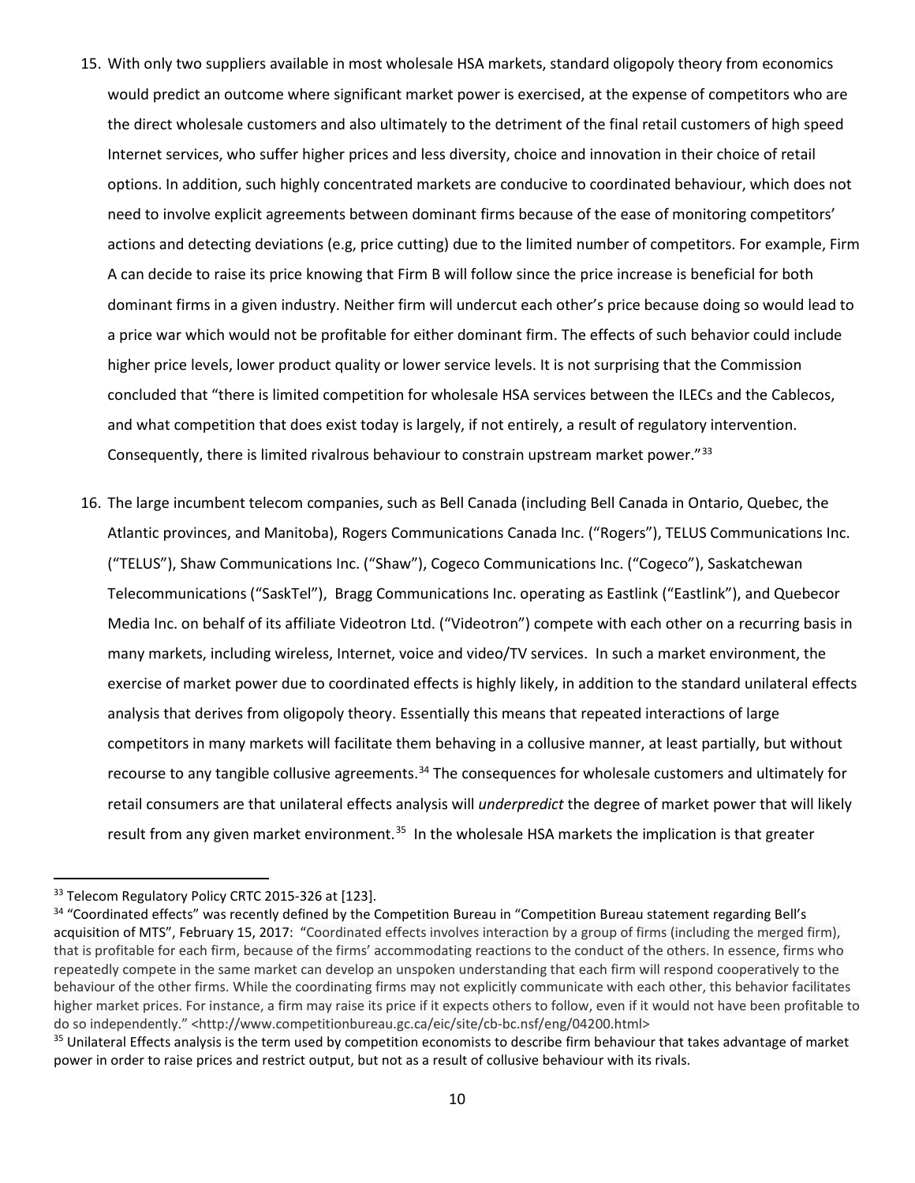15. With only two suppliers available in most wholesale HSA markets, standard oligopoly theory from economics would predict an outcome where significant market power is exercised, at the expense of competitors who are the direct wholesale customers and also ultimately to the detriment of the final retail customers of high speed Internet services, who suffer higher prices and less diversity, choice and innovation in their choice of retail options. In addition, such highly concentrated markets are conducive to coordinated behaviour, which does not need to involve explicit agreements between dominant firms because of the ease of monitoring competitors' actions and detecting deviations (e.g, price cutting) due to the limited number of competitors. For example, Firm A can decide to raise its price knowing that Firm B will follow since the price increase is beneficial for both dominant firms in a given industry. Neither firm will undercut each other's price because doing so would lead to a price war which would not be profitable for either dominant firm. The effects of such behavior could include higher price levels, lower product quality or lower service levels. It is not surprising that the Commission concluded that "there is limited competition for wholesale HSA services between the ILECs and the Cablecos, and what competition that does exist today is largely, if not entirely, a result of regulatory intervention. Consequently, there is limited rivalrous behaviour to constrain upstream market power."[33]

16. The large incumbent telecom companies, such as Bell Canada (including Bell Canada in Ontario, Quebec, the Atlantic provinces, and Manitoba), Rogers Communications Canada Inc. ("Rogers"), TELUS Communications Inc. ("TELUS"), Shaw Communications Inc. ("Shaw"), Cogeco Communications Inc. ("Cogeco"), Saskatchewan Telecommunications ("SaskTel"), Bragg Communications Inc. operating as Eastlink ("Eastlink"), and Quebecor Media Inc. on behalf of its affiliate Videotron Ltd. ("Videotron") compete with each other on a recurring basis in many markets, including wireless, Internet, voice and video/TV services. In such a market environment, the exercise of market power due to coordinated effects is highly likely, in addition to the standard unilateral effects analysis that derives from oligopoly theory. Essentially this means that repeated interactions of large competitors in many markets will facilitate them behaving in a collusive manner, at least partially, but without recourse to any tangible collusive agreements.[34] The consequences for wholesale customers and ultimately for retail consumers are that unilateral effects analysis will *underpredict* the degree of market power that will likely result from any given market environment.[35] In the wholesale HSA markets the implication is that greater

---

[33] Telecom Regulatory Policy CRTC 2015-326 at [123].

[34] "Coordinated effects" was recently defined by the Competition Bureau in "Competition Bureau statement regarding Bell's acquisition of MTS", February 15, 2017: "Coordinated effects involves interaction by a group of firms (including the merged firm), that is profitable for each firm, because of the firms' accommodating reactions to the conduct of the others. In essence, firms who repeatedly compete in the same market can develop an unspoken understanding that each firm will respond cooperatively to the behaviour of the other firms. While the coordinating firms may not explicitly communicate with each other, this behavior facilitates higher market prices. For instance, a firm may raise its price if it expects others to follow, even if it would not have been profitable to do so independently." <http://www.competitionbureau.gc.ca/eic/site/cb-bc.nsf/eng/04200.html>

[35] Unilateral Effects analysis is the term used by competition economists to describe firm behaviour that takes advantage of market power in order to raise prices and restrict output, but not as a result of collusive behaviour with its rivals.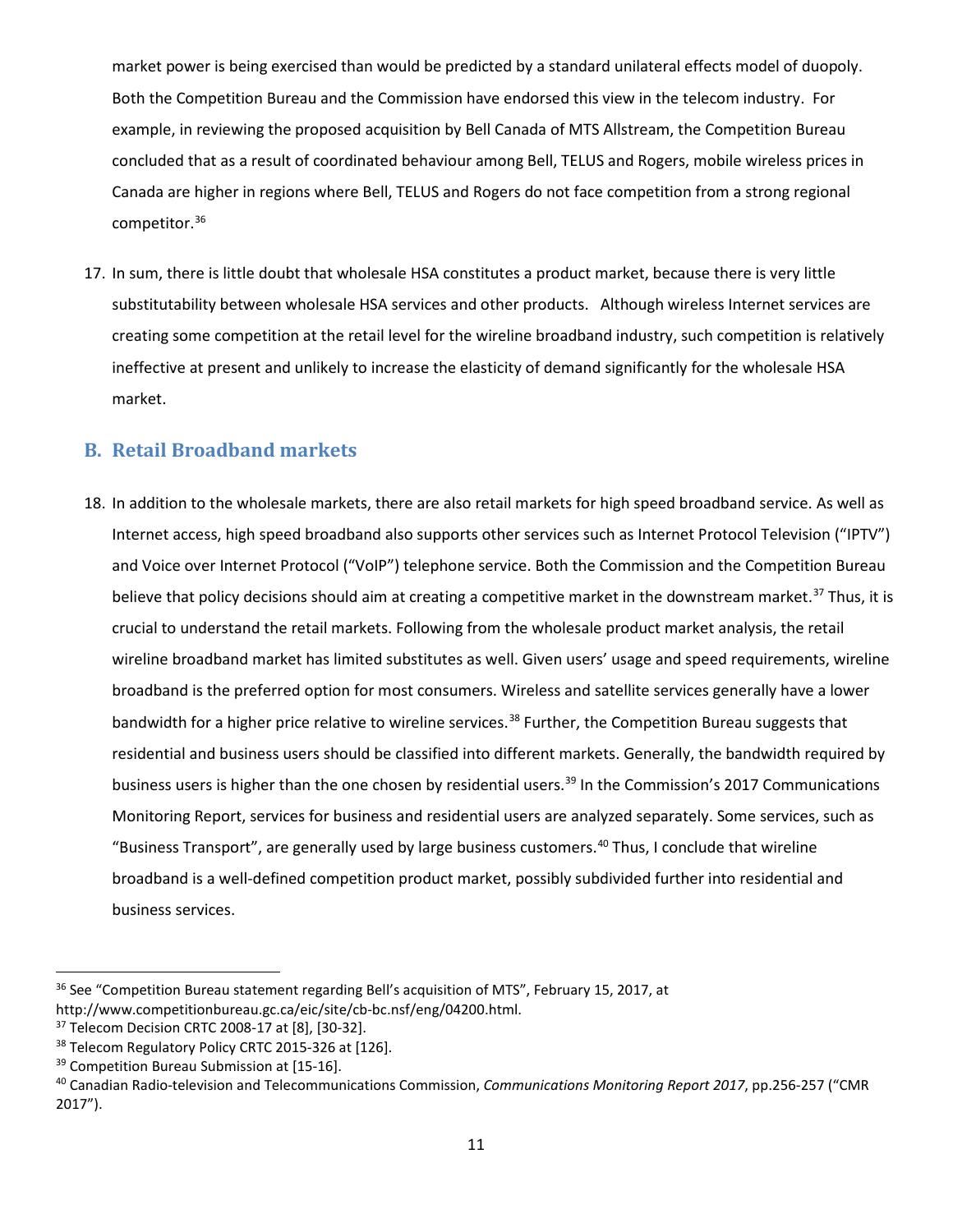market power is being exercised than would be predicted by a standard unilateral effects model of duopoly. Both the Competition Bureau and the Commission have endorsed this view in the telecom industry. For example, in reviewing the proposed acquisition by Bell Canada of MTS Allstream, the Competition Bureau concluded that as a result of coordinated behaviour among Bell, TELUS and Rogers, mobile wireless prices in Canada are higher in regions where Bell, TELUS and Rogers do not face competition from a strong regional competitor.[36]

17. In sum, there is little doubt that wholesale HSA constitutes a product market, because there is very little substitutability between wholesale HSA services and other products. Although wireless Internet services are creating some competition at the retail level for the wireline broadband industry, such competition is relatively ineffective at present and unlikely to increase the elasticity of demand significantly for the wholesale HSA market.

## B. Retail Broadband markets

18. In addition to the wholesale markets, there are also retail markets for high speed broadband service. As well as Internet access, high speed broadband also supports other services such as Internet Protocol Television ("IPTV") and Voice over Internet Protocol ("VoIP") telephone service. Both the Commission and the Competition Bureau believe that policy decisions should aim at creating a competitive market in the downstream market.[37] Thus, it is crucial to understand the retail markets. Following from the wholesale product market analysis, the retail wireline broadband market has limited substitutes as well. Given users' usage and speed requirements, wireline broadband is the preferred option for most consumers. Wireless and satellite services generally have a lower bandwidth for a higher price relative to wireline services.[38] Further, the Competition Bureau suggests that residential and business users should be classified into different markets. Generally, the bandwidth required by business users is higher than the one chosen by residential users.[39] In the Commission's 2017 Communications Monitoring Report, services for business and residential users are analyzed separately. Some services, such as "Business Transport", are generally used by large business customers.[40] Thus, I conclude that wireline broadband is a well-defined competition product market, possibly subdivided further into residential and business services.

---

[36] See "Competition Bureau statement regarding Bell's acquisition of MTS", February 15, 2017, at http://www.competitionbureau.gc.ca/eic/site/cb-bc.nsf/eng/04200.html.

[37] Telecom Decision CRTC 2008-17 at [8], [30-32].

[38] Telecom Regulatory Policy CRTC 2015-326 at [126].

[39] Competition Bureau Submission at [15-16].

[40] Canadian Radio-television and Telecommunications Commission, *Communications Monitoring Report 2017*, pp.256-257 ("CMR 2017").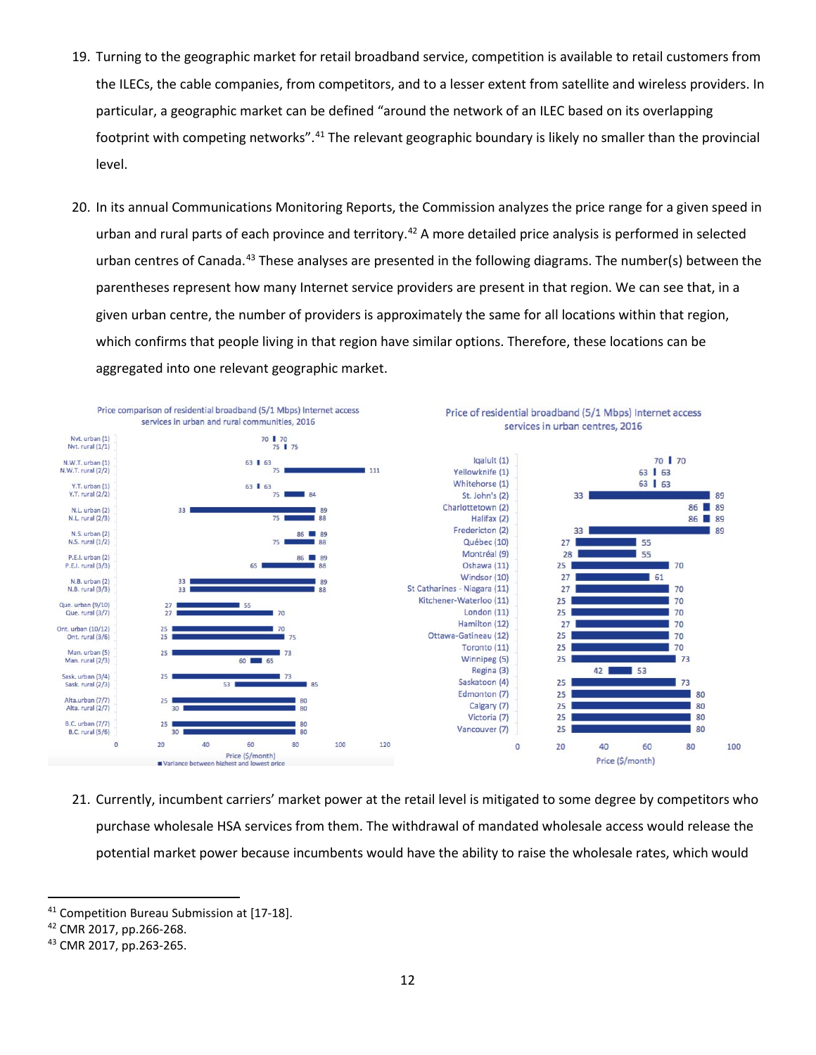19. Turning to the geographic market for retail broadband service, competition is available to retail customers from the ILECs, the cable companies, from competitors, and to a lesser extent from satellite and wireless providers. In particular, a geographic market can be defined "around the network of an ILEC based on its overlapping footprint with competing networks".[41] The relevant geographic boundary is likely no smaller than the provincial level.

20. In its annual Communications Monitoring Reports, the Commission analyzes the price range for a given speed in urban and rural parts of each province and territory.[42] A more detailed price analysis is performed in selected urban centres of Canada.[43] These analyses are presented in the following diagrams. The number(s) between the parentheses represent how many Internet service providers are present in that region. We can see that, in a given urban centre, the number of providers is approximately the same for all locations within that region, which confirms that people living in that region have similar options. Therefore, these locations can be aggregated into one relevant geographic market.

**Price comparison of residential broadband (5/1 Mbps) Internet access services in urban and rural communities, 2016**

| Community | Lowest price ($/month) | Highest price ($/month) |
|---|---|---|
| Nvt. urban (1) | 70 | 70 |
| Nvt. rural (1/1) | 75 | 75 |
| N.W.T. urban (1) | 63 | 63 |
| N.W.T. rural (2/2) | 75 | 111 |
| Y.T. urban (1) | 63 | 63 |
| Y.T. rural (2/2) | 75 | 84 |
| N.L. urban (2) | 33 | 89 |
| N.L. rural (2/3) | 75 | 88 |
| N.S. urban (2) | 86 | 89 |
| N.S. rural (1/2) | 75 | 88 |
| P.E.I. urban (2) | 86 | 89 |
| P.E.I. rural (3/3) | 65 | 88 |
| N.B. urban (2) | 33 | 89 |
| N.B. rural (3/3) | 33 | 88 |
| Que. urban (9/10) | 27 | 55 |
| Que. rural (3/7) | 27 | 70 |
| Ont. urban (10/12) | 25 | 70 |
| Ont. rural (3/6) | 25 | 75 |
| Man. urban (5) | 25 | 73 |
| Man. rural (2/3) | 60 | 65 |
| Sask. urban (3/4) | 25 | 73 |
| Sask. rural (2/3) | 53 | 85 |
| Alta.urban (7/7) | 25 | 80 |
| Alta. rural (2/7) | 30 | 80 |
| B.C. urban (7/7) | 25 | 80 |
| B.C. rural (5/6) | 30 | 80 |

■ Variance between highest and lowest price

**Price of residential broadband (5/1 Mbps) Internet access services in urban centres, 2016**

| Urban centre | Lowest price ($/month) | Highest price ($/month) |
|---|---|---|
| Iqaluit (1) | 70 | 70 |
| Yellowknife (1) | 63 | 63 |
| Whitehorse (1) | 63 | 63 |
| St. John's (2) | 33 | 89 |
| Charlottetown (2) | 86 | 89 |
| Halifax (2) | 86 | 89 |
| Fredericton (2) | 33 | 89 |
| Québec (10) | 27 | 55 |
| Montréal (9) | 28 | 55 |
| Oshawa (11) | 25 | 70 |
| Windsor (10) | 27 | 61 |
| St Catharines - Niagara (11) | 27 | 70 |
| Kitchener-Waterloo (11) | 25 | 70 |
| London (11) | 25 | 70 |
| Hamilton (12) | 27 | 70 |
| Ottawa-Gatineau (12) | 25 | 70 |
| Toronto (11) | 25 | 70 |
| Winnipeg (5) | 25 | 73 |
| Regina (3) | 42 | 53 |
| Saskatoon (4) | 25 | 73 |
| Edmonton (7) | 25 | 80 |
| Calgary (7) | 25 | 80 |
| Victoria (7) | 25 | 80 |
| Vancouver (7) | 25 | 80 |

21. Currently, incumbent carriers' market power at the retail level is mitigated to some degree by competitors who purchase wholesale HSA services from them. The withdrawal of mandated wholesale access would release the potential market power because incumbents would have the ability to raise the wholesale rates, which would

---

[41] Competition Bureau Submission at [17-18].

[42] CMR 2017, pp.266-268.

[43] CMR 2017, pp.263-265.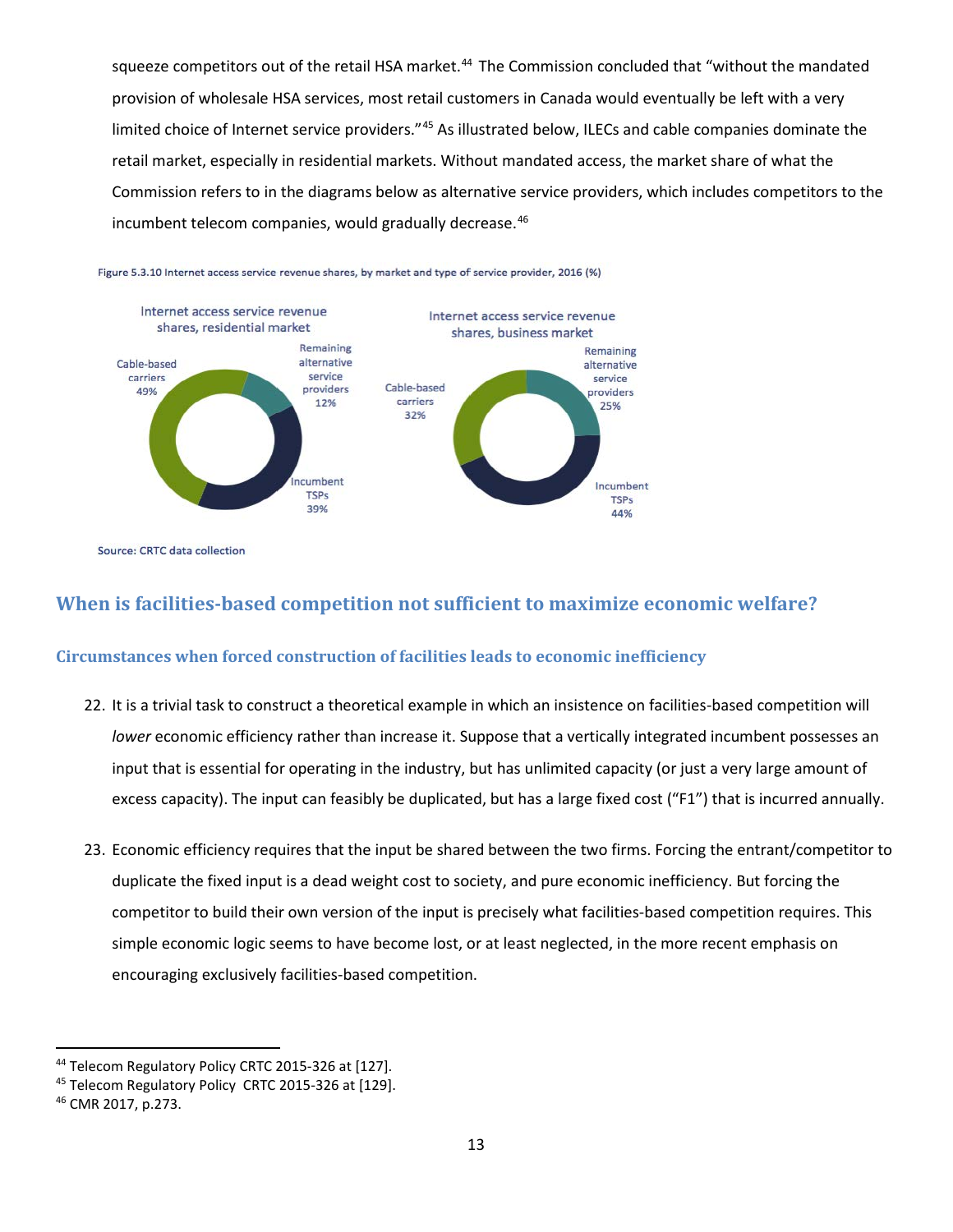squeeze competitors out of the retail HSA market.[44] The Commission concluded that "without the mandated provision of wholesale HSA services, most retail customers in Canada would eventually be left with a very limited choice of Internet service providers."[45] As illustrated below, ILECs and cable companies dominate the retail market, especially in residential markets. Without mandated access, the market share of what the Commission refers to in the diagrams below as alternative service providers, which includes competitors to the incumbent telecom companies, would gradually decrease.[46]

Figure 5.3.10 Internet access service revenue shares, by market and type of service provider, 2016 (%)

Internet access service revenue shares, residential market

Cable-based carriers 49%

Remaining alternative service providers 12%

Incumbent TSPs 39%

Internet access service revenue shares, business market

Cable-based carriers 32%

Remaining alternative service providers 25%

Incumbent TSPs 44%

Source: CRTC data collection

## When is facilities-based competition not sufficient to maximize economic welfare?

### Circumstances when forced construction of facilities leads to economic inefficiency

22. It is a trivial task to construct a theoretical example in which an insistence on facilities-based competition will *lower* economic efficiency rather than increase it. Suppose that a vertically integrated incumbent possesses an input that is essential for operating in the industry, but has unlimited capacity (or just a very large amount of excess capacity). The input can feasibly be duplicated, but has a large fixed cost ("F1") that is incurred annually.

23. Economic efficiency requires that the input be shared between the two firms. Forcing the entrant/competitor to duplicate the fixed input is a dead weight cost to society, and pure economic inefficiency. But forcing the competitor to build their own version of the input is precisely what facilities-based competition requires. This simple economic logic seems to have become lost, or at least neglected, in the more recent emphasis on encouraging exclusively facilities-based competition.

---

[44] Telecom Regulatory Policy CRTC 2015-326 at [127].

[45] Telecom Regulatory Policy CRTC 2015-326 at [129].

[46] CMR 2017, p.273.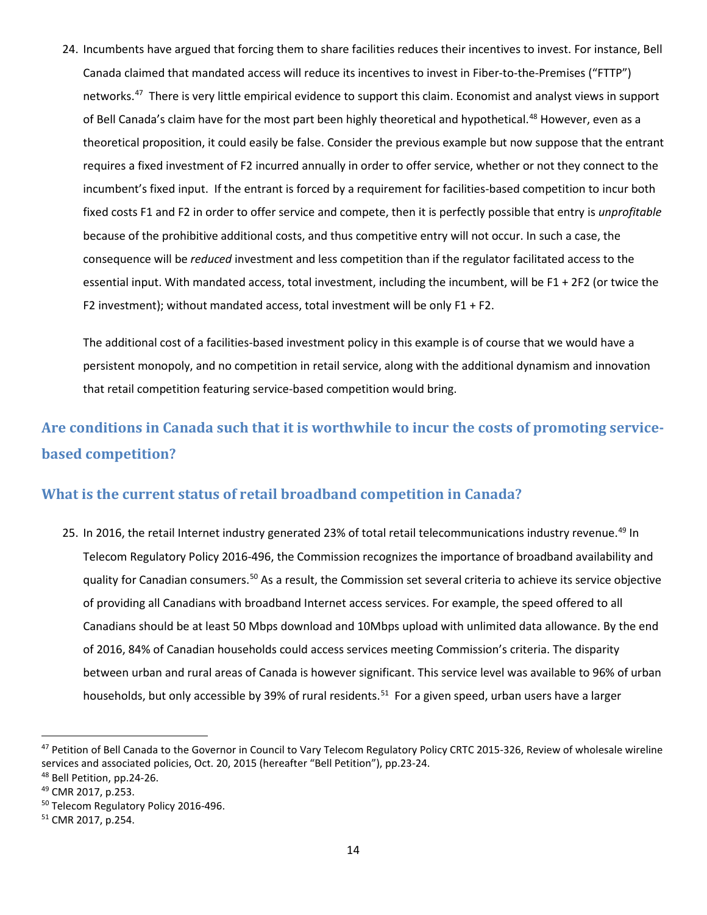24. Incumbents have argued that forcing them to share facilities reduces their incentives to invest. For instance, Bell Canada claimed that mandated access will reduce its incentives to invest in Fiber-to-the-Premises ("FTTP") networks.[47] There is very little empirical evidence to support this claim. Economist and analyst views in support of Bell Canada's claim have for the most part been highly theoretical and hypothetical.[48] However, even as a theoretical proposition, it could easily be false. Consider the previous example but now suppose that the entrant requires a fixed investment of F2 incurred annually in order to offer service, whether or not they connect to the incumbent's fixed input. If the entrant is forced by a requirement for facilities-based competition to incur both fixed costs F1 and F2 in order to offer service and compete, then it is perfectly possible that entry is *unprofitable* because of the prohibitive additional costs, and thus competitive entry will not occur. In such a case, the consequence will be *reduced* investment and less competition than if the regulator facilitated access to the essential input. With mandated access, total investment, including the incumbent, will be F1 + 2F2 (or twice the F2 investment); without mandated access, total investment will be only F1 + F2.

    The additional cost of a facilities-based investment policy in this example is of course that we would have a persistent monopoly, and no competition in retail service, along with the additional dynamism and innovation that retail competition featuring service-based competition would bring.

## Are conditions in Canada such that it is worthwhile to incur the costs of promoting service-based competition?

## What is the current status of retail broadband competition in Canada?

25. In 2016, the retail Internet industry generated 23% of total retail telecommunications industry revenue.[49] In Telecom Regulatory Policy 2016-496, the Commission recognizes the importance of broadband availability and quality for Canadian consumers.[50] As a result, the Commission set several criteria to achieve its service objective of providing all Canadians with broadband Internet access services. For example, the speed offered to all Canadians should be at least 50 Mbps download and 10Mbps upload with unlimited data allowance. By the end of 2016, 84% of Canadian households could access services meeting Commission's criteria. The disparity between urban and rural areas of Canada is however significant. This service level was available to 96% of urban households, but only accessible by 39% of rural residents.[51] For a given speed, urban users have a larger

---

[47] Petition of Bell Canada to the Governor in Council to Vary Telecom Regulatory Policy CRTC 2015-326, Review of wholesale wireline services and associated policies, Oct. 20, 2015 (hereafter "Bell Petition"), pp.23-24.

[48] Bell Petition, pp.24-26.

[49] CMR 2017, p.253.

[50] Telecom Regulatory Policy 2016-496.

[51] CMR 2017, p.254.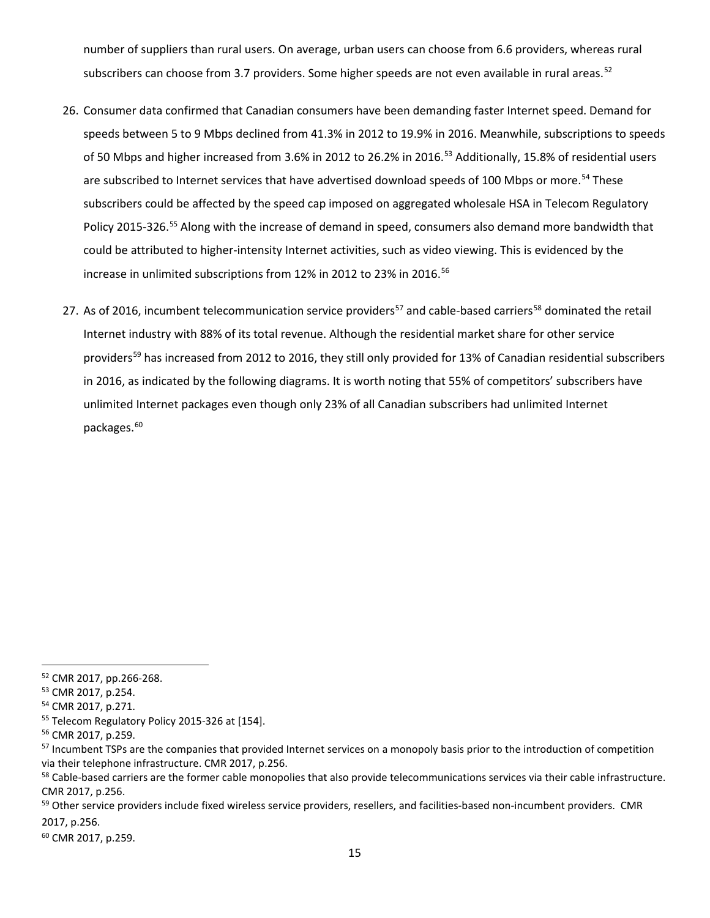number of suppliers than rural users. On average, urban users can choose from 6.6 providers, whereas rural subscribers can choose from 3.7 providers. Some higher speeds are not even available in rural areas.[52]

26. Consumer data confirmed that Canadian consumers have been demanding faster Internet speed. Demand for speeds between 5 to 9 Mbps declined from 41.3% in 2012 to 19.9% in 2016. Meanwhile, subscriptions to speeds of 50 Mbps and higher increased from 3.6% in 2012 to 26.2% in 2016.[53] Additionally, 15.8% of residential users are subscribed to Internet services that have advertised download speeds of 100 Mbps or more.[54] These subscribers could be affected by the speed cap imposed on aggregated wholesale HSA in Telecom Regulatory Policy 2015-326.[55] Along with the increase of demand in speed, consumers also demand more bandwidth that could be attributed to higher-intensity Internet activities, such as video viewing. This is evidenced by the increase in unlimited subscriptions from 12% in 2012 to 23% in 2016.[56]

27. As of 2016, incumbent telecommunication service providers[57] and cable-based carriers[58] dominated the retail Internet industry with 88% of its total revenue. Although the residential market share for other service providers[59] has increased from 2012 to 2016, they still only provided for 13% of Canadian residential subscribers in 2016, as indicated by the following diagrams. It is worth noting that 55% of competitors' subscribers have unlimited Internet packages even though only 23% of all Canadian subscribers had unlimited Internet packages.[60]

---

[52] CMR 2017, pp.266-268.

[53] CMR 2017, p.254.

[54] CMR 2017, p.271.

[55] Telecom Regulatory Policy 2015-326 at [154].

[56] CMR 2017, p.259.

[57] Incumbent TSPs are the companies that provided Internet services on a monopoly basis prior to the introduction of competition via their telephone infrastructure. CMR 2017, p.256.

[58] Cable-based carriers are the former cable monopolies that also provide telecommunications services via their cable infrastructure. CMR 2017, p.256.

[59] Other service providers include fixed wireless service providers, resellers, and facilities-based non-incumbent providers. CMR 2017, p.256.

[60] CMR 2017, p.259.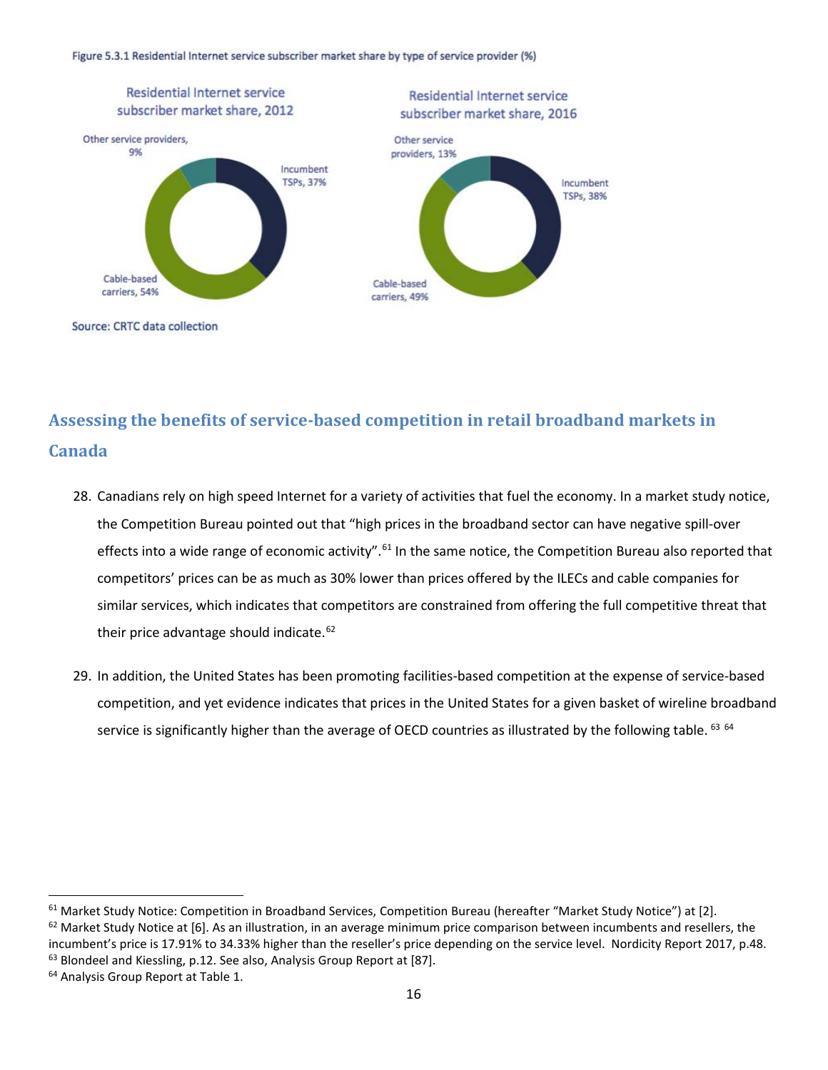Figure 5.3.1 Residential Internet service subscriber market share by type of service provider (%)

Residential Internet service subscriber market share, 2012

Other service providers, 9%
Incumbent TSPs, 37%
Cable-based carriers, 54%

Residential Internet service subscriber market share, 2016

Other service providers, 13%
Incumbent TSPs, 38%
Cable-based carriers, 49%

Source: CRTC data collection

## Assessing the benefits of service-based competition in retail broadband markets in Canada

28. Canadians rely on high speed Internet for a variety of activities that fuel the economy. In a market study notice, the Competition Bureau pointed out that "high prices in the broadband sector can have negative spill-over effects into a wide range of economic activity".[61] In the same notice, the Competition Bureau also reported that competitors' prices can be as much as 30% lower than prices offered by the ILECs and cable companies for similar services, which indicates that competitors are constrained from offering the full competitive threat that their price advantage should indicate.[62]

29. In addition, the United States has been promoting facilities-based competition at the expense of service-based competition, and yet evidence indicates that prices in the United States for a given basket of wireline broadband service is significantly higher than the average of OECD countries as illustrated by the following table.[63] [64]

---

[61] Market Study Notice: Competition in Broadband Services, Competition Bureau (hereafter "Market Study Notice") at [2].

[62] Market Study Notice at [6]. As an illustration, in an average minimum price comparison between incumbents and resellers, the incumbent's price is 17.91% to 34.33% higher than the reseller's price depending on the service level. Nordicity Report 2017, p.48.

[63] Blondeel and Kiessling, p.12. See also, Analysis Group Report at [87].

[64] Analysis Group Report at Table 1.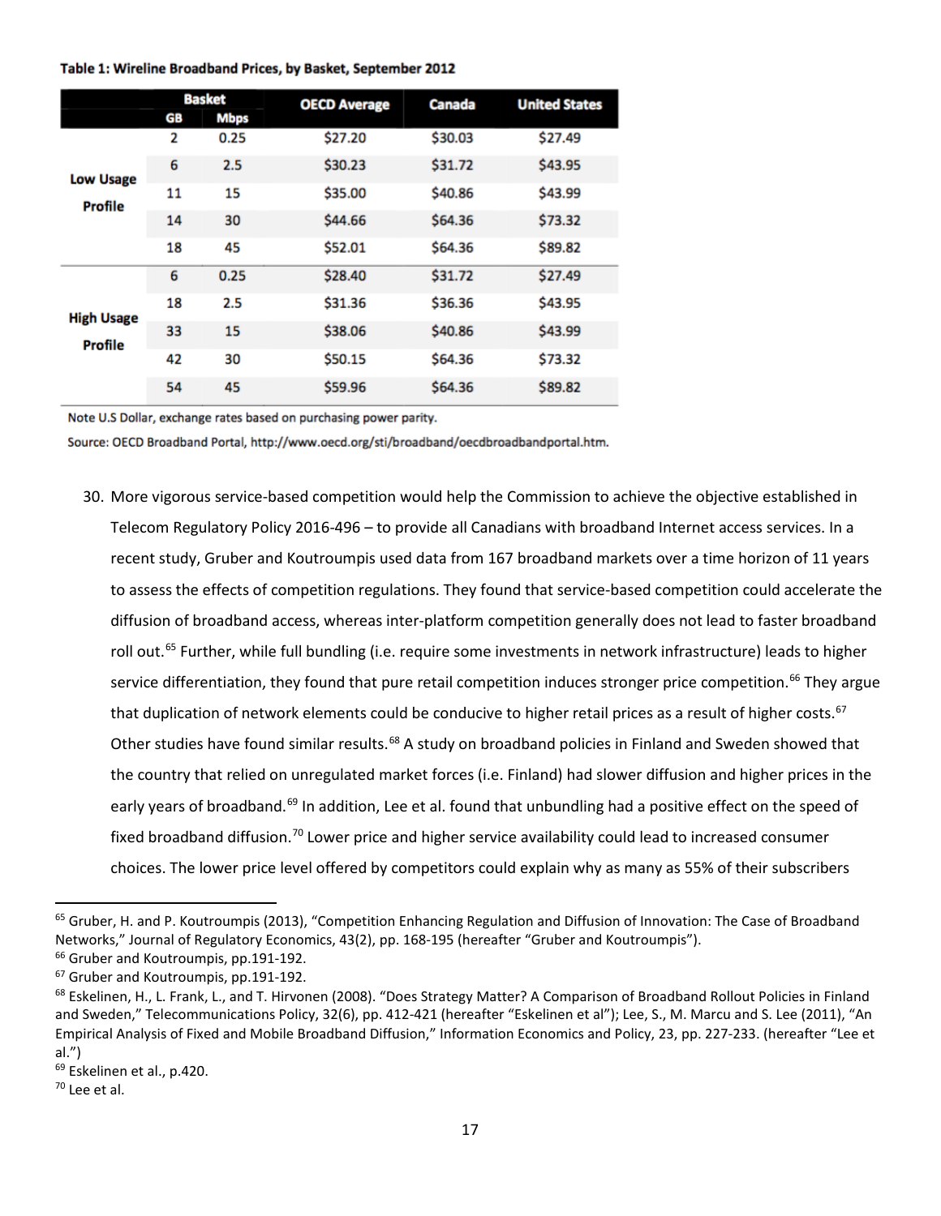**Table 1: Wireline Broadband Prices, by Basket, September 2012**

| | Basket GB | Basket Mbps | OECD Average | Canada | United States |
|---|---|---|---|---|---|
| Low Usage Profile | 2 | 0.25 | $27.20 | $30.03 | $27.49 |
| | 6 | 2.5 | $30.23 | $31.72 | $43.95 |
| | 11 | 15 | $35.00 | $40.86 | $43.99 |
| | 14 | 30 | $44.66 | $64.36 | $73.32 |
| | 18 | 45 | $52.01 | $64.36 | $89.82 |
| High Usage Profile | 6 | 0.25 | $28.40 | $31.72 | $27.49 |
| | 18 | 2.5 | $31.36 | $36.36 | $43.95 |
| | 33 | 15 | $38.06 | $40.86 | $43.99 |
| | 42 | 30 | $50.15 | $64.36 | $73.32 |
| | 54 | 45 | $59.96 | $64.36 | $89.82 |

Note U.S Dollar, exchange rates based on purchasing power parity.

Source: OECD Broadband Portal, http://www.oecd.org/sti/broadband/oecdbroadbandportal.htm.

30. More vigorous service-based competition would help the Commission to achieve the objective established in Telecom Regulatory Policy 2016-496 – to provide all Canadians with broadband Internet access services. In a recent study, Gruber and Koutroumpis used data from 167 broadband markets over a time horizon of 11 years to assess the effects of competition regulations. They found that service-based competition could accelerate the diffusion of broadband access, whereas inter-platform competition generally does not lead to faster broadband roll out.[65] Further, while full bundling (i.e. require some investments in network infrastructure) leads to higher service differentiation, they found that pure retail competition induces stronger price competition.[66] They argue that duplication of network elements could be conducive to higher retail prices as a result of higher costs.[67] Other studies have found similar results.[68] A study on broadband policies in Finland and Sweden showed that the country that relied on unregulated market forces (i.e. Finland) had slower diffusion and higher prices in the early years of broadband.[69] In addition, Lee et al. found that unbundling had a positive effect on the speed of fixed broadband diffusion.[70] Lower price and higher service availability could lead to increased consumer choices. The lower price level offered by competitors could explain why as many as 55% of their subscribers

---

[65] Gruber, H. and P. Koutroumpis (2013), "Competition Enhancing Regulation and Diffusion of Innovation: The Case of Broadband Networks," Journal of Regulatory Economics, 43(2), pp. 168-195 (hereafter "Gruber and Koutroumpis").

[66] Gruber and Koutroumpis, pp.191-192.

[67] Gruber and Koutroumpis, pp.191-192.

[68] Eskelinen, H., L. Frank, L., and T. Hirvonen (2008). "Does Strategy Matter? A Comparison of Broadband Rollout Policies in Finland and Sweden," Telecommunications Policy, 32(6), pp. 412-421 (hereafter "Eskelinen et al"); Lee, S., M. Marcu and S. Lee (2011), "An Empirical Analysis of Fixed and Mobile Broadband Diffusion," Information Economics and Policy, 23, pp. 227-233. (hereafter "Lee et al.")

[69] Eskelinen et al., p.420.

[70] Lee et al.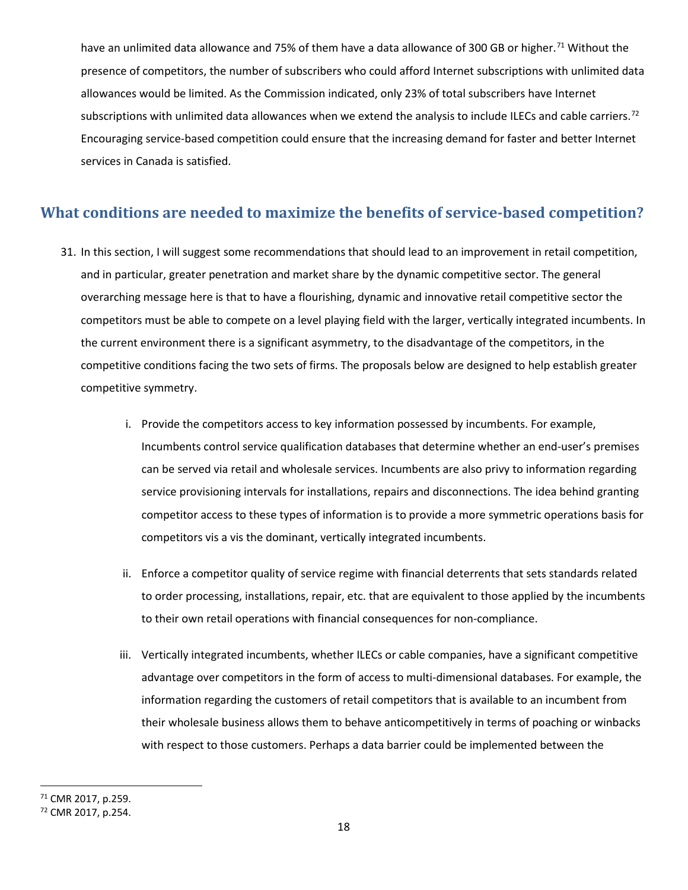have an unlimited data allowance and 75% of them have a data allowance of 300 GB or higher.[71] Without the presence of competitors, the number of subscribers who could afford Internet subscriptions with unlimited data allowances would be limited. As the Commission indicated, only 23% of total subscribers have Internet subscriptions with unlimited data allowances when we extend the analysis to include ILECs and cable carriers.[72] Encouraging service-based competition could ensure that the increasing demand for faster and better Internet services in Canada is satisfied.

## What conditions are needed to maximize the benefits of service-based competition?

31. In this section, I will suggest some recommendations that should lead to an improvement in retail competition, and in particular, greater penetration and market share by the dynamic competitive sector. The general overarching message here is that to have a flourishing, dynamic and innovative retail competitive sector the competitors must be able to compete on a level playing field with the larger, vertically integrated incumbents. In the current environment there is a significant asymmetry, to the disadvantage of the competitors, in the competitive conditions facing the two sets of firms. The proposals below are designed to help establish greater competitive symmetry.

    i. Provide the competitors access to key information possessed by incumbents. For example, Incumbents control service qualification databases that determine whether an end-user's premises can be served via retail and wholesale services. Incumbents are also privy to information regarding service provisioning intervals for installations, repairs and disconnections. The idea behind granting competitor access to these types of information is to provide a more symmetric operations basis for competitors vis a vis the dominant, vertically integrated incumbents.

    ii. Enforce a competitor quality of service regime with financial deterrents that sets standards related to order processing, installations, repair, etc. that are equivalent to those applied by the incumbents to their own retail operations with financial consequences for non-compliance.

    iii. Vertically integrated incumbents, whether ILECs or cable companies, have a significant competitive advantage over competitors in the form of access to multi-dimensional databases. For example, the information regarding the customers of retail competitors that is available to an incumbent from their wholesale business allows them to behave anticompetitively in terms of poaching or winbacks with respect to those customers. Perhaps a data barrier could be implemented between the

[71] CMR 2017, p.259.

[72] CMR 2017, p.254.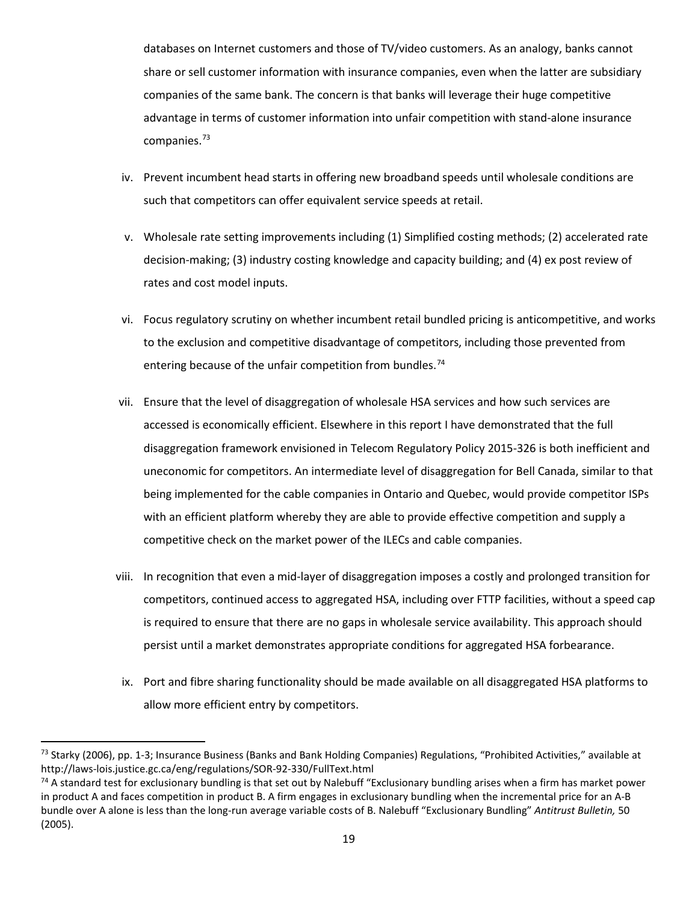databases on Internet customers and those of TV/video customers. As an analogy, banks cannot share or sell customer information with insurance companies, even when the latter are subsidiary companies of the same bank. The concern is that banks will leverage their huge competitive advantage in terms of customer information into unfair competition with stand-alone insurance companies.[73]

iv. Prevent incumbent head starts in offering new broadband speeds until wholesale conditions are such that competitors can offer equivalent service speeds at retail.

v. Wholesale rate setting improvements including (1) Simplified costing methods; (2) accelerated rate decision-making; (3) industry costing knowledge and capacity building; and (4) ex post review of rates and cost model inputs.

vi. Focus regulatory scrutiny on whether incumbent retail bundled pricing is anticompetitive, and works to the exclusion and competitive disadvantage of competitors, including those prevented from entering because of the unfair competition from bundles.[74]

vii. Ensure that the level of disaggregation of wholesale HSA services and how such services are accessed is economically efficient. Elsewhere in this report I have demonstrated that the full disaggregation framework envisioned in Telecom Regulatory Policy 2015-326 is both inefficient and uneconomic for competitors. An intermediate level of disaggregation for Bell Canada, similar to that being implemented for the cable companies in Ontario and Quebec, would provide competitor ISPs with an efficient platform whereby they are able to provide effective competition and supply a competitive check on the market power of the ILECs and cable companies.

viii. In recognition that even a mid-layer of disaggregation imposes a costly and prolonged transition for competitors, continued access to aggregated HSA, including over FTTP facilities, without a speed cap is required to ensure that there are no gaps in wholesale service availability. This approach should persist until a market demonstrates appropriate conditions for aggregated HSA forbearance.

ix. Port and fibre sharing functionality should be made available on all disaggregated HSA platforms to allow more efficient entry by competitors.

---

[73] Starky (2006), pp. 1-3; Insurance Business (Banks and Bank Holding Companies) Regulations, "Prohibited Activities," available at http://laws-lois.justice.gc.ca/eng/regulations/SOR-92-330/FullText.html

[74] A standard test for exclusionary bundling is that set out by Nalebuff "Exclusionary bundling arises when a firm has market power in product A and faces competition in product B. A firm engages in exclusionary bundling when the incremental price for an A-B bundle over A alone is less than the long-run average variable costs of B. Nalebuff "Exclusionary Bundling" *Antitrust Bulletin,* 50 (2005).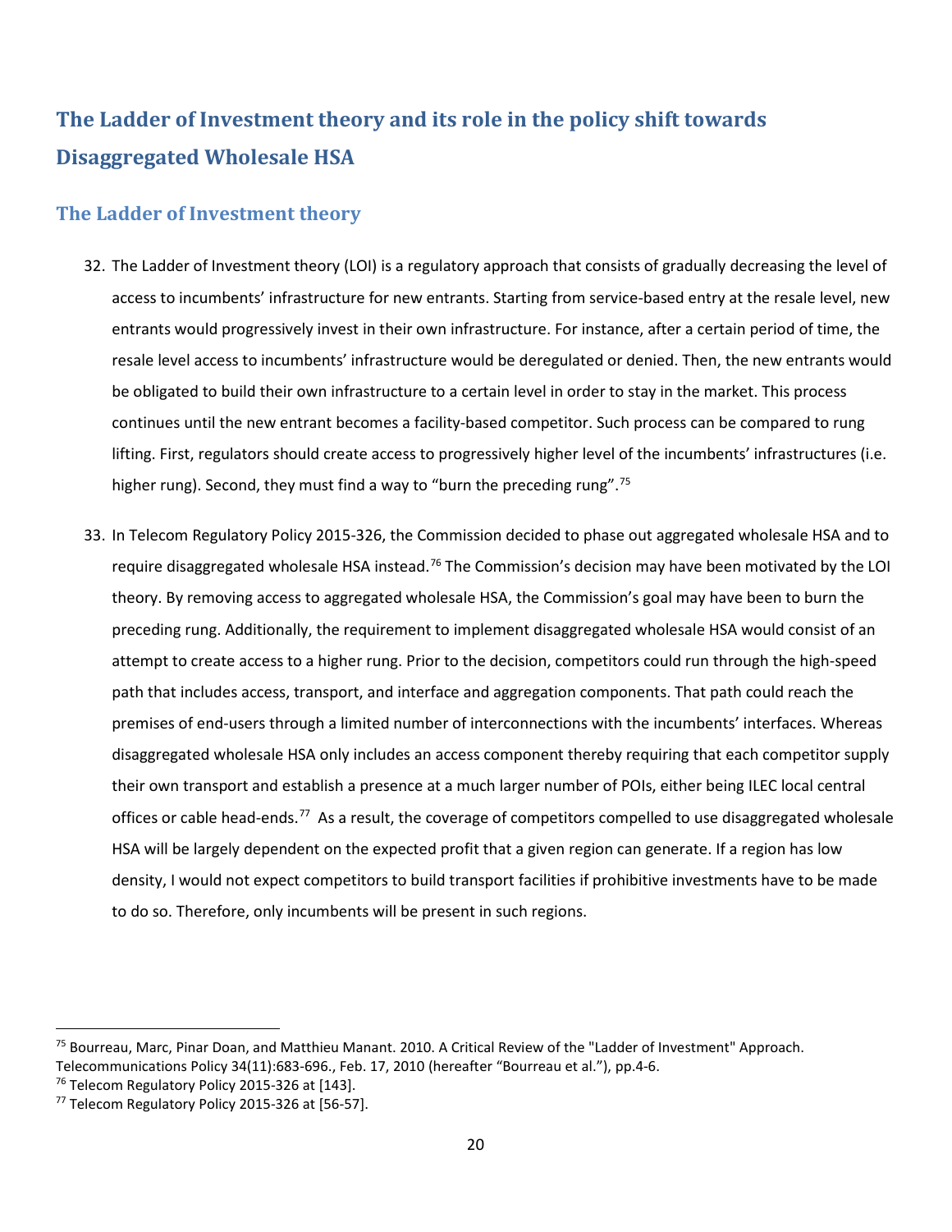## The Ladder of Investment theory and its role in the policy shift towards Disaggregated Wholesale HSA

### The Ladder of Investment theory

32. The Ladder of Investment theory (LOI) is a regulatory approach that consists of gradually decreasing the level of access to incumbents' infrastructure for new entrants. Starting from service-based entry at the resale level, new entrants would progressively invest in their own infrastructure. For instance, after a certain period of time, the resale level access to incumbents' infrastructure would be deregulated or denied. Then, the new entrants would be obligated to build their own infrastructure to a certain level in order to stay in the market. This process continues until the new entrant becomes a facility-based competitor. Such process can be compared to rung lifting. First, regulators should create access to progressively higher level of the incumbents' infrastructures (i.e. higher rung). Second, they must find a way to "burn the preceding rung".[75]

33. In Telecom Regulatory Policy 2015-326, the Commission decided to phase out aggregated wholesale HSA and to require disaggregated wholesale HSA instead.[76] The Commission's decision may have been motivated by the LOI theory. By removing access to aggregated wholesale HSA, the Commission's goal may have been to burn the preceding rung. Additionally, the requirement to implement disaggregated wholesale HSA would consist of an attempt to create access to a higher rung. Prior to the decision, competitors could run through the high-speed path that includes access, transport, and interface and aggregation components. That path could reach the premises of end-users through a limited number of interconnections with the incumbents' interfaces. Whereas disaggregated wholesale HSA only includes an access component thereby requiring that each competitor supply their own transport and establish a presence at a much larger number of POIs, either being ILEC local central offices or cable head-ends.[77] As a result, the coverage of competitors compelled to use disaggregated wholesale HSA will be largely dependent on the expected profit that a given region can generate. If a region has low density, I would not expect competitors to build transport facilities if prohibitive investments have to be made to do so. Therefore, only incumbents will be present in such regions.

---

[75] Bourreau, Marc, Pinar Doan, and Matthieu Manant. 2010. A Critical Review of the "Ladder of Investment" Approach. Telecommunications Policy 34(11):683-696., Feb. 17, 2010 (hereafter "Bourreau et al."), pp.4-6.

[76] Telecom Regulatory Policy 2015-326 at [143].

[77] Telecom Regulatory Policy 2015-326 at [56-57].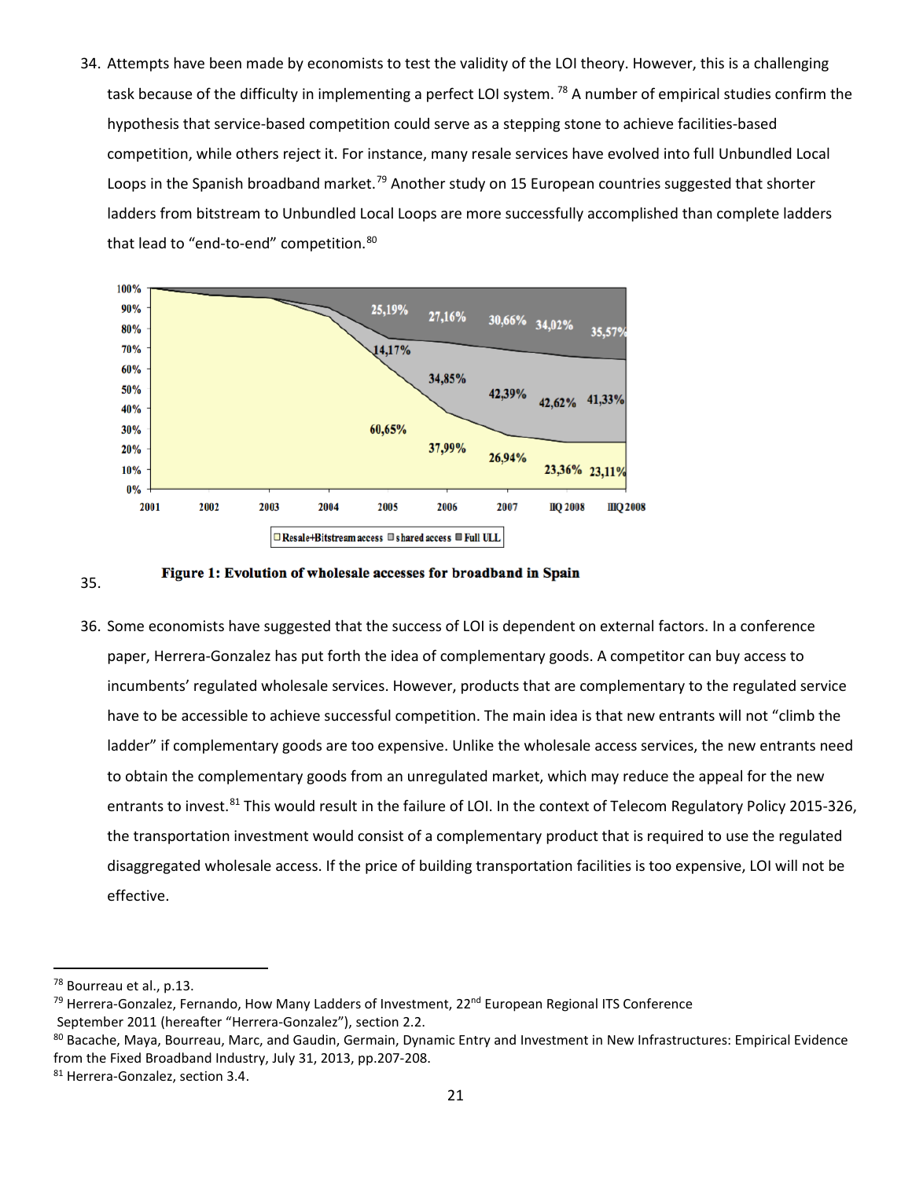34. Attempts have been made by economists to test the validity of the LOI theory. However, this is a challenging task because of the difficulty in implementing a perfect LOI system. [78] A number of empirical studies confirm the hypothesis that service-based competition could serve as a stepping stone to achieve facilities-based competition, while others reject it. For instance, many resale services have evolved into full Unbundled Local Loops in the Spanish broadband market.[79] Another study on 15 European countries suggested that shorter ladders from bitstream to Unbundled Local Loops are more successfully accomplished than complete ladders that lead to "end-to-end" competition.[80]

35.

**Figure 1: Evolution of wholesale accesses for broadband in Spain**

36. Some economists have suggested that the success of LOI is dependent on external factors. In a conference paper, Herrera-Gonzalez has put forth the idea of complementary goods. A competitor can buy access to incumbents' regulated wholesale services. However, products that are complementary to the regulated service have to be accessible to achieve successful competition. The main idea is that new entrants will not "climb the ladder" if complementary goods are too expensive. Unlike the wholesale access services, the new entrants need to obtain the complementary goods from an unregulated market, which may reduce the appeal for the new entrants to invest.[81] This would result in the failure of LOI. In the context of Telecom Regulatory Policy 2015-326, the transportation investment would consist of a complementary product that is required to use the regulated disaggregated wholesale access. If the price of building transportation facilities is too expensive, LOI will not be effective.

---

[78] Bourreau et al., p.13.

[79] Herrera-Gonzalez, Fernando, How Many Ladders of Investment, 22nd European Regional ITS Conference September 2011 (hereafter "Herrera-Gonzalez"), section 2.2.

[80] Bacache, Maya, Bourreau, Marc, and Gaudin, Germain, Dynamic Entry and Investment in New Infrastructures: Empirical Evidence from the Fixed Broadband Industry, July 31, 2013, pp.207-208.

[81] Herrera-Gonzalez, section 3.4.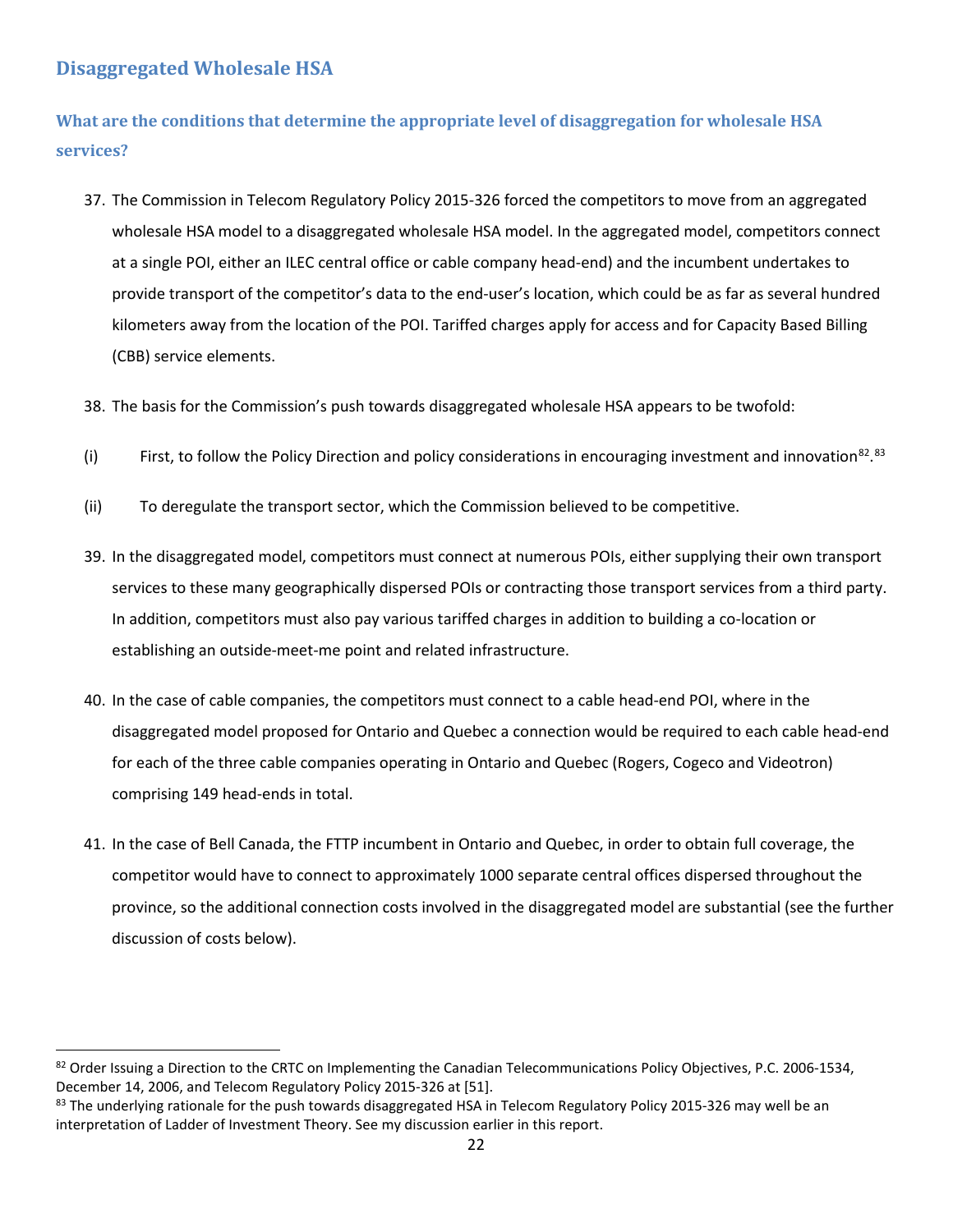## Disaggregated Wholesale HSA

### What are the conditions that determine the appropriate level of disaggregation for wholesale HSA services?

37. The Commission in Telecom Regulatory Policy 2015-326 forced the competitors to move from an aggregated wholesale HSA model to a disaggregated wholesale HSA model. In the aggregated model, competitors connect at a single POI, either an ILEC central office or cable company head-end) and the incumbent undertakes to provide transport of the competitor's data to the end-user's location, which could be as far as several hundred kilometers away from the location of the POI. Tariffed charges apply for access and for Capacity Based Billing (CBB) service elements.

38. The basis for the Commission's push towards disaggregated wholesale HSA appears to be twofold:

(i) First, to follow the Policy Direction and policy considerations in encouraging investment and innovation[82].[83]

(ii) To deregulate the transport sector, which the Commission believed to be competitive.

39. In the disaggregated model, competitors must connect at numerous POIs, either supplying their own transport services to these many geographically dispersed POIs or contracting those transport services from a third party. In addition, competitors must also pay various tariffed charges in addition to building a co-location or establishing an outside-meet-me point and related infrastructure.

40. In the case of cable companies, the competitors must connect to a cable head-end POI, where in the disaggregated model proposed for Ontario and Quebec a connection would be required to each cable head-end for each of the three cable companies operating in Ontario and Quebec (Rogers, Cogeco and Videotron) comprising 149 head-ends in total.

41. In the case of Bell Canada, the FTTP incumbent in Ontario and Quebec, in order to obtain full coverage, the competitor would have to connect to approximately 1000 separate central offices dispersed throughout the province, so the additional connection costs involved in the disaggregated model are substantial (see the further discussion of costs below).

---

[82] Order Issuing a Direction to the CRTC on Implementing the Canadian Telecommunications Policy Objectives, P.C. 2006-1534, December 14, 2006, and Telecom Regulatory Policy 2015-326 at [51].

[83] The underlying rationale for the push towards disaggregated HSA in Telecom Regulatory Policy 2015-326 may well be an interpretation of Ladder of Investment Theory. See my discussion earlier in this report.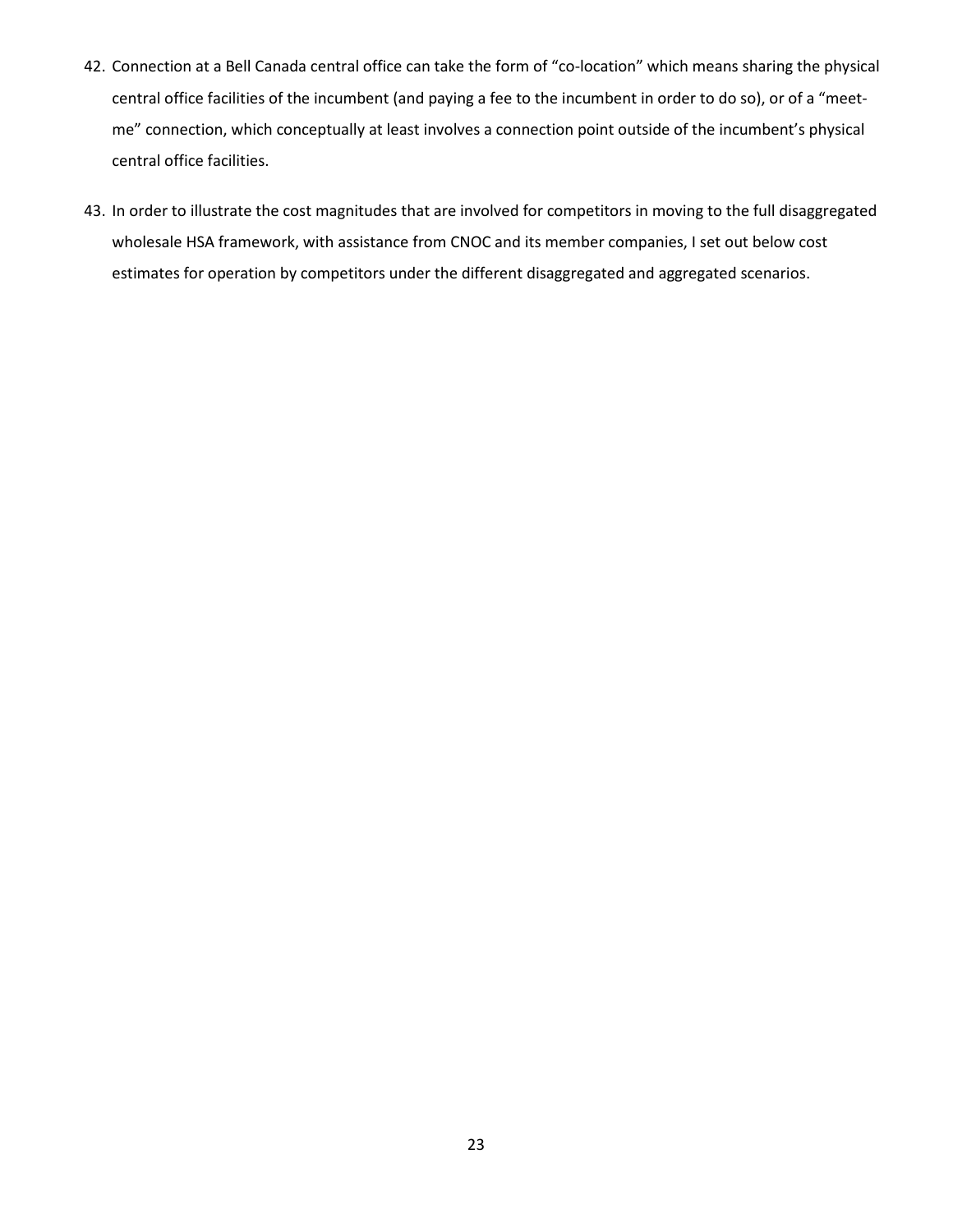42. Connection at a Bell Canada central office can take the form of "co-location" which means sharing the physical central office facilities of the incumbent (and paying a fee to the incumbent in order to do so), or of a "meet-me" connection, which conceptually at least involves a connection point outside of the incumbent's physical central office facilities.

43. In order to illustrate the cost magnitudes that are involved for competitors in moving to the full disaggregated wholesale HSA framework, with assistance from CNOC and its member companies, I set out below cost estimates for operation by competitors under the different disaggregated and aggregated scenarios.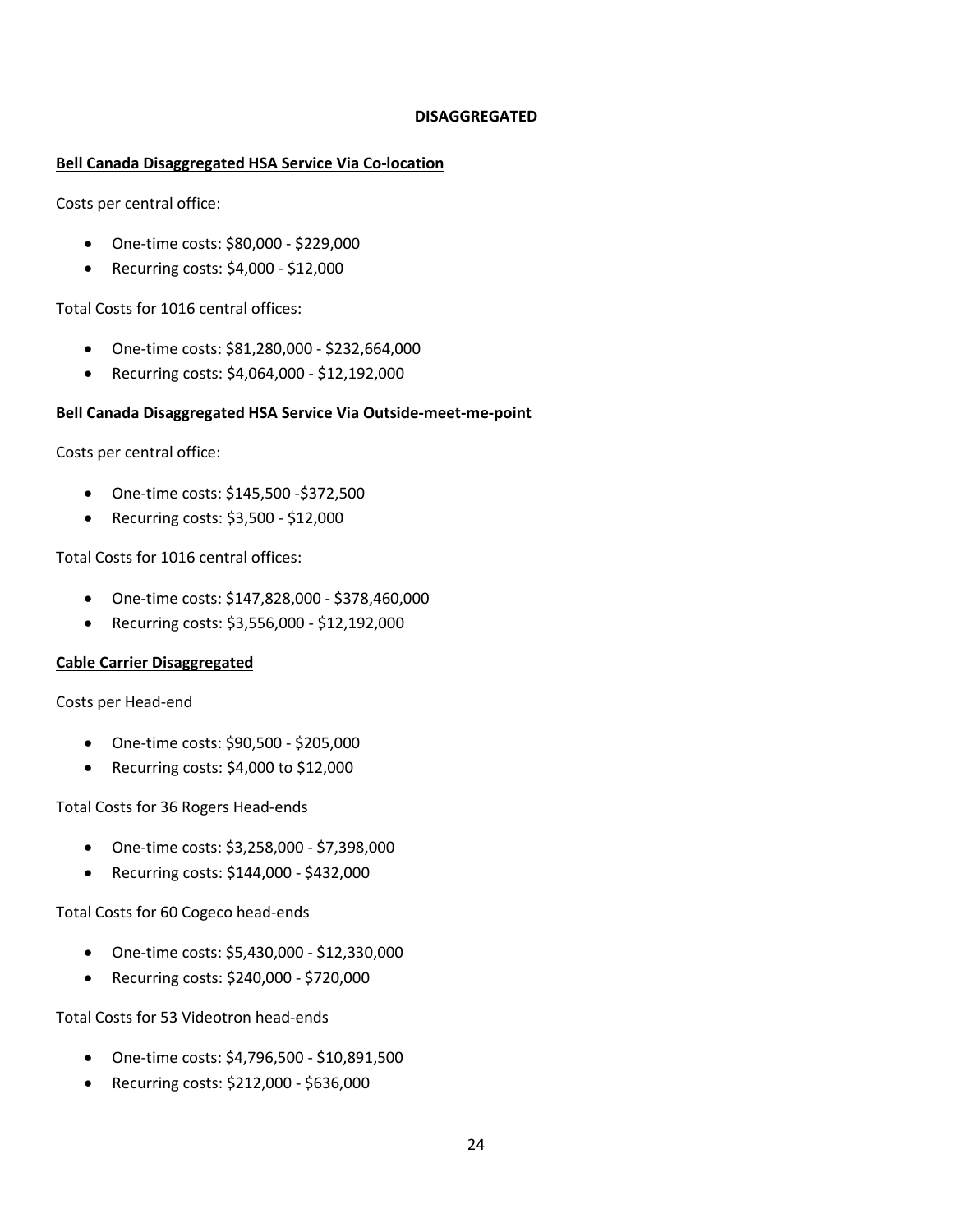**DISAGGREGATED**

**Bell Canada Disaggregated HSA Service Via Co-location**

Costs per central office:

- One-time costs: $80,000 - $229,000
- Recurring costs: $4,000 - $12,000

Total Costs for 1016 central offices:

- One-time costs: $81,280,000 - $232,664,000
- Recurring costs: $4,064,000 - $12,192,000

**Bell Canada Disaggregated HSA Service Via Outside-meet-me-point**

Costs per central office:

- One-time costs: $145,500 -$372,500
- Recurring costs: $3,500 - $12,000

Total Costs for 1016 central offices:

- One-time costs: $147,828,000 - $378,460,000
- Recurring costs: $3,556,000 - $12,192,000

**Cable Carrier Disaggregated**

Costs per Head-end

- One-time costs: $90,500 - $205,000
- Recurring costs: $4,000 to $12,000

Total Costs for 36 Rogers Head-ends

- One-time costs: $3,258,000 - $7,398,000
- Recurring costs: $144,000 - $432,000

Total Costs for 60 Cogeco head-ends

- One-time costs: $5,430,000 - $12,330,000
- Recurring costs: $240,000 - $720,000

Total Costs for 53 Videotron head-ends

- One-time costs: $4,796,500 - $10,891,500
- Recurring costs: $212,000 - $636,000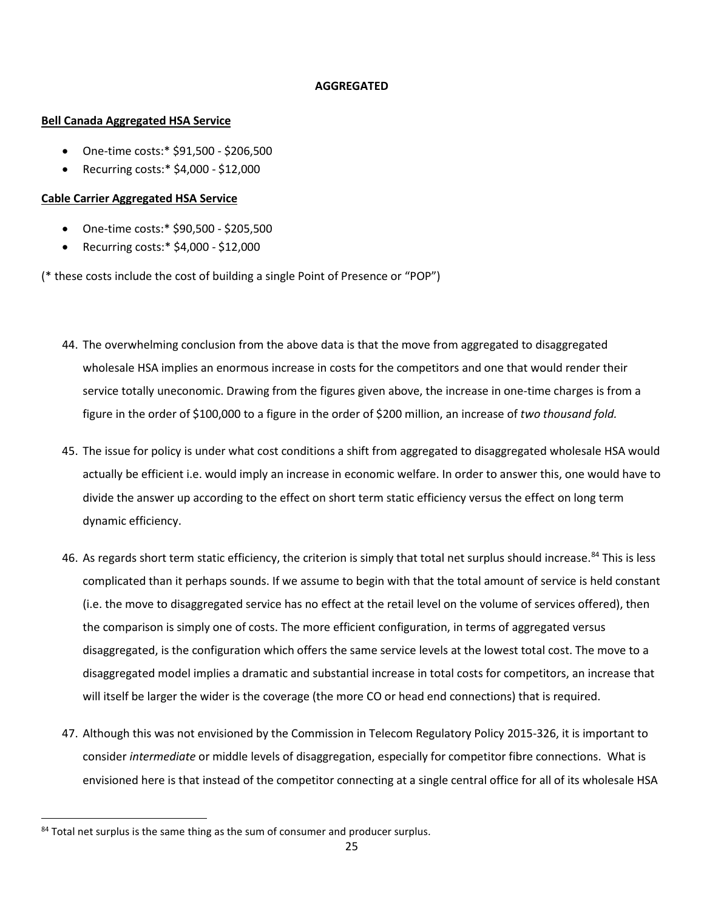**AGGREGATED**

**Bell Canada Aggregated HSA Service**

- One-time costs:* $91,500 - $206,500
- Recurring costs:* $4,000 - $12,000

**Cable Carrier Aggregated HSA Service**

- One-time costs:* $90,500 - $205,500
- Recurring costs:* $4,000 - $12,000

(* these costs include the cost of building a single Point of Presence or "POP")

44. The overwhelming conclusion from the above data is that the move from aggregated to disaggregated wholesale HSA implies an enormous increase in costs for the competitors and one that would render their service totally uneconomic. Drawing from the figures given above, the increase in one-time charges is from a figure in the order of $100,000 to a figure in the order of $200 million, an increase of *two thousand fold.*

45. The issue for policy is under what cost conditions a shift from aggregated to disaggregated wholesale HSA would actually be efficient i.e. would imply an increase in economic welfare. In order to answer this, one would have to divide the answer up according to the effect on short term static efficiency versus the effect on long term dynamic efficiency.

46. As regards short term static efficiency, the criterion is simply that total net surplus should increase.[84] This is less complicated than it perhaps sounds. If we assume to begin with that the total amount of service is held constant (i.e. the move to disaggregated service has no effect at the retail level on the volume of services offered), then the comparison is simply one of costs. The more efficient configuration, in terms of aggregated versus disaggregated, is the configuration which offers the same service levels at the lowest total cost. The move to a disaggregated model implies a dramatic and substantial increase in total costs for competitors, an increase that will itself be larger the wider is the coverage (the more CO or head end connections) that is required.

47. Although this was not envisioned by the Commission in Telecom Regulatory Policy 2015-326, it is important to consider *intermediate* or middle levels of disaggregation, especially for competitor fibre connections. What is envisioned here is that instead of the competitor connecting at a single central office for all of its wholesale HSA

[84] Total net surplus is the same thing as the sum of consumer and producer surplus.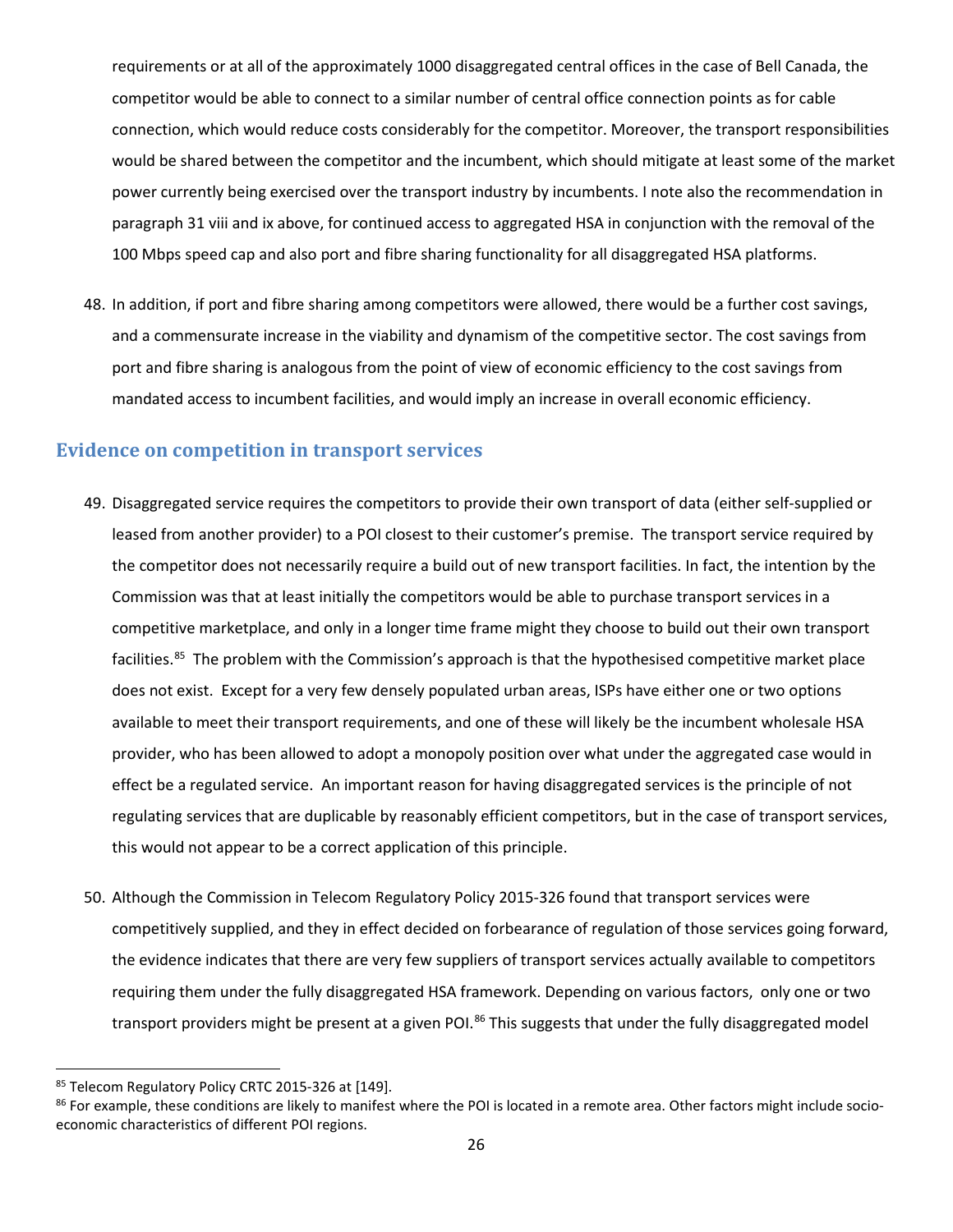requirements or at all of the approximately 1000 disaggregated central offices in the case of Bell Canada, the competitor would be able to connect to a similar number of central office connection points as for cable connection, which would reduce costs considerably for the competitor. Moreover, the transport responsibilities would be shared between the competitor and the incumbent, which should mitigate at least some of the market power currently being exercised over the transport industry by incumbents. I note also the recommendation in paragraph 31 viii and ix above, for continued access to aggregated HSA in conjunction with the removal of the 100 Mbps speed cap and also port and fibre sharing functionality for all disaggregated HSA platforms.

48. In addition, if port and fibre sharing among competitors were allowed, there would be a further cost savings, and a commensurate increase in the viability and dynamism of the competitive sector. The cost savings from port and fibre sharing is analogous from the point of view of economic efficiency to the cost savings from mandated access to incumbent facilities, and would imply an increase in overall economic efficiency.

## Evidence on competition in transport services

49. Disaggregated service requires the competitors to provide their own transport of data (either self-supplied or leased from another provider) to a POI closest to their customer's premise. The transport service required by the competitor does not necessarily require a build out of new transport facilities. In fact, the intention by the Commission was that at least initially the competitors would be able to purchase transport services in a competitive marketplace, and only in a longer time frame might they choose to build out their own transport facilities.[85] The problem with the Commission's approach is that the hypothesised competitive market place does not exist. Except for a very few densely populated urban areas, ISPs have either one or two options available to meet their transport requirements, and one of these will likely be the incumbent wholesale HSA provider, who has been allowed to adopt a monopoly position over what under the aggregated case would in effect be a regulated service. An important reason for having disaggregated services is the principle of not regulating services that are duplicable by reasonably efficient competitors, but in the case of transport services, this would not appear to be a correct application of this principle.

50. Although the Commission in Telecom Regulatory Policy 2015-326 found that transport services were competitively supplied, and they in effect decided on forbearance of regulation of those services going forward, the evidence indicates that there are very few suppliers of transport services actually available to competitors requiring them under the fully disaggregated HSA framework. Depending on various factors, only one or two transport providers might be present at a given POI.[86] This suggests that under the fully disaggregated model

---

[85] Telecom Regulatory Policy CRTC 2015-326 at [149].

[86] For example, these conditions are likely to manifest where the POI is located in a remote area. Other factors might include socio-economic characteristics of different POI regions.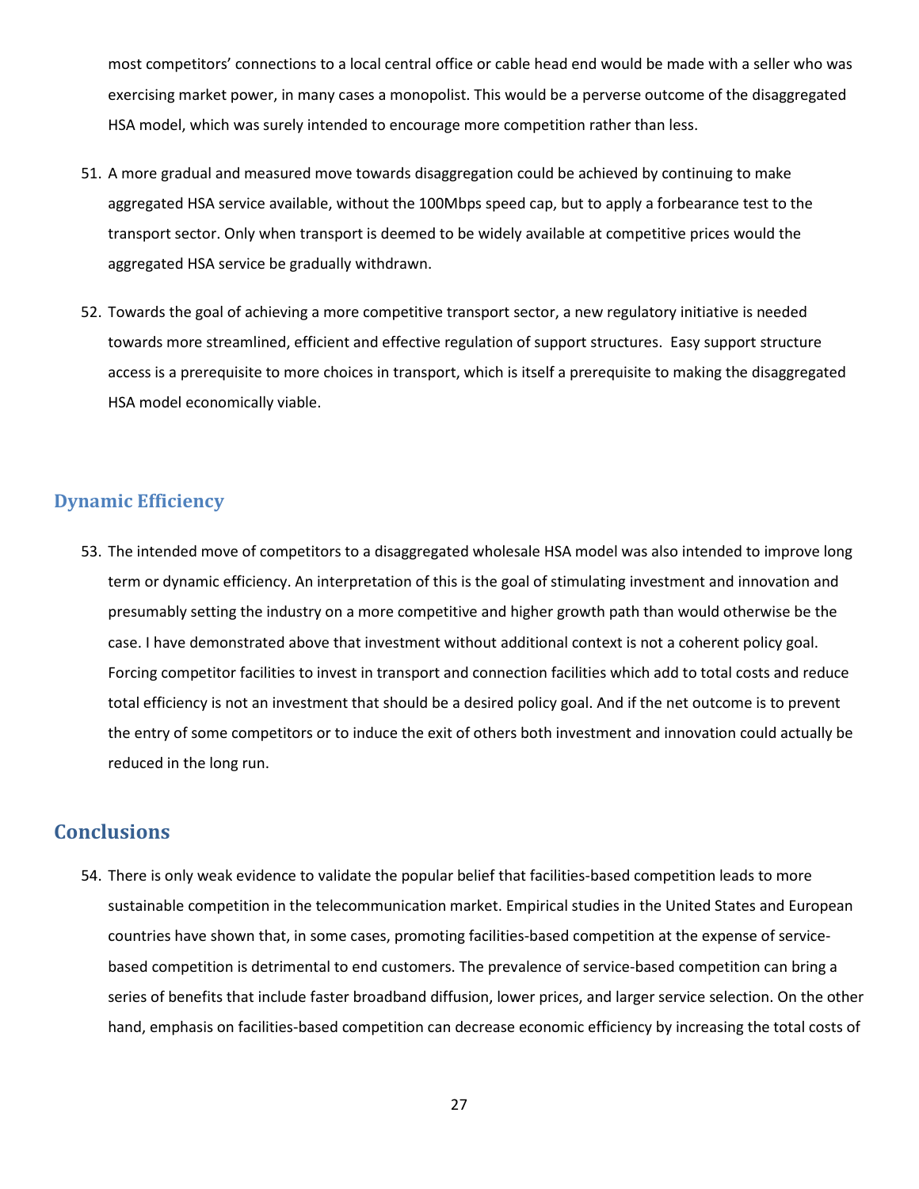most competitors' connections to a local central office or cable head end would be made with a seller who was exercising market power, in many cases a monopolist. This would be a perverse outcome of the disaggregated HSA model, which was surely intended to encourage more competition rather than less.

51. A more gradual and measured move towards disaggregation could be achieved by continuing to make aggregated HSA service available, without the 100Mbps speed cap, but to apply a forbearance test to the transport sector. Only when transport is deemed to be widely available at competitive prices would the aggregated HSA service be gradually withdrawn.

52. Towards the goal of achieving a more competitive transport sector, a new regulatory initiative is needed towards more streamlined, efficient and effective regulation of support structures. Easy support structure access is a prerequisite to more choices in transport, which is itself a prerequisite to making the disaggregated HSA model economically viable.

### Dynamic Efficiency

53. The intended move of competitors to a disaggregated wholesale HSA model was also intended to improve long term or dynamic efficiency. An interpretation of this is the goal of stimulating investment and innovation and presumably setting the industry on a more competitive and higher growth path than would otherwise be the case. I have demonstrated above that investment without additional context is not a coherent policy goal. Forcing competitor facilities to invest in transport and connection facilities which add to total costs and reduce total efficiency is not an investment that should be a desired policy goal. And if the net outcome is to prevent the entry of some competitors or to induce the exit of others both investment and innovation could actually be reduced in the long run.

## Conclusions

54. There is only weak evidence to validate the popular belief that facilities-based competition leads to more sustainable competition in the telecommunication market. Empirical studies in the United States and European countries have shown that, in some cases, promoting facilities-based competition at the expense of service-based competition is detrimental to end customers. The prevalence of service-based competition can bring a series of benefits that include faster broadband diffusion, lower prices, and larger service selection. On the other hand, emphasis on facilities-based competition can decrease economic efficiency by increasing the total costs of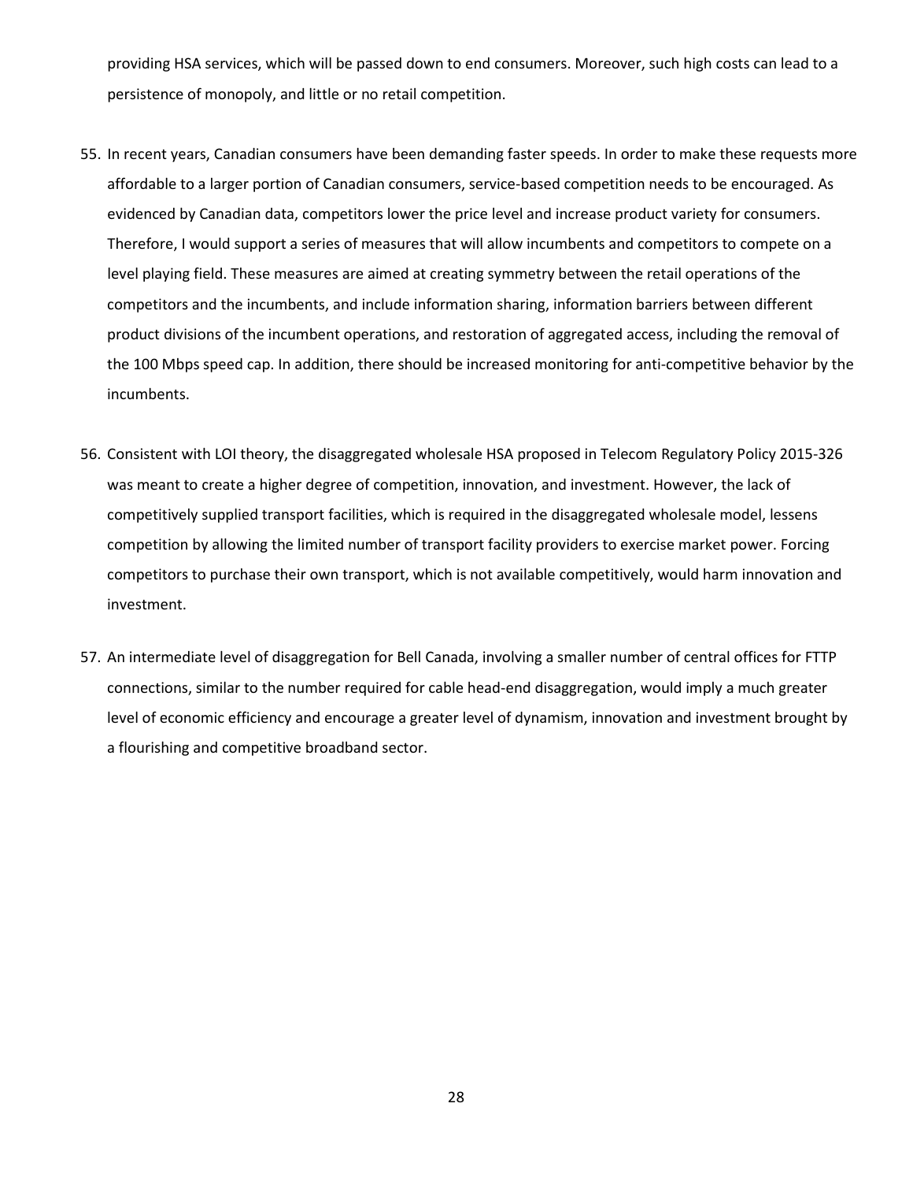providing HSA services, which will be passed down to end consumers. Moreover, such high costs can lead to a persistence of monopoly, and little or no retail competition.

55. In recent years, Canadian consumers have been demanding faster speeds. In order to make these requests more affordable to a larger portion of Canadian consumers, service-based competition needs to be encouraged. As evidenced by Canadian data, competitors lower the price level and increase product variety for consumers. Therefore, I would support a series of measures that will allow incumbents and competitors to compete on a level playing field. These measures are aimed at creating symmetry between the retail operations of the competitors and the incumbents, and include information sharing, information barriers between different product divisions of the incumbent operations, and restoration of aggregated access, including the removal of the 100 Mbps speed cap. In addition, there should be increased monitoring for anti-competitive behavior by the incumbents.

56. Consistent with LOI theory, the disaggregated wholesale HSA proposed in Telecom Regulatory Policy 2015-326 was meant to create a higher degree of competition, innovation, and investment. However, the lack of competitively supplied transport facilities, which is required in the disaggregated wholesale model, lessens competition by allowing the limited number of transport facility providers to exercise market power. Forcing competitors to purchase their own transport, which is not available competitively, would harm innovation and investment.

57. An intermediate level of disaggregation for Bell Canada, involving a smaller number of central offices for FTTP connections, similar to the number required for cable head-end disaggregation, would imply a much greater level of economic efficiency and encourage a greater level of dynamism, innovation and investment brought by a flourishing and competitive broadband sector.